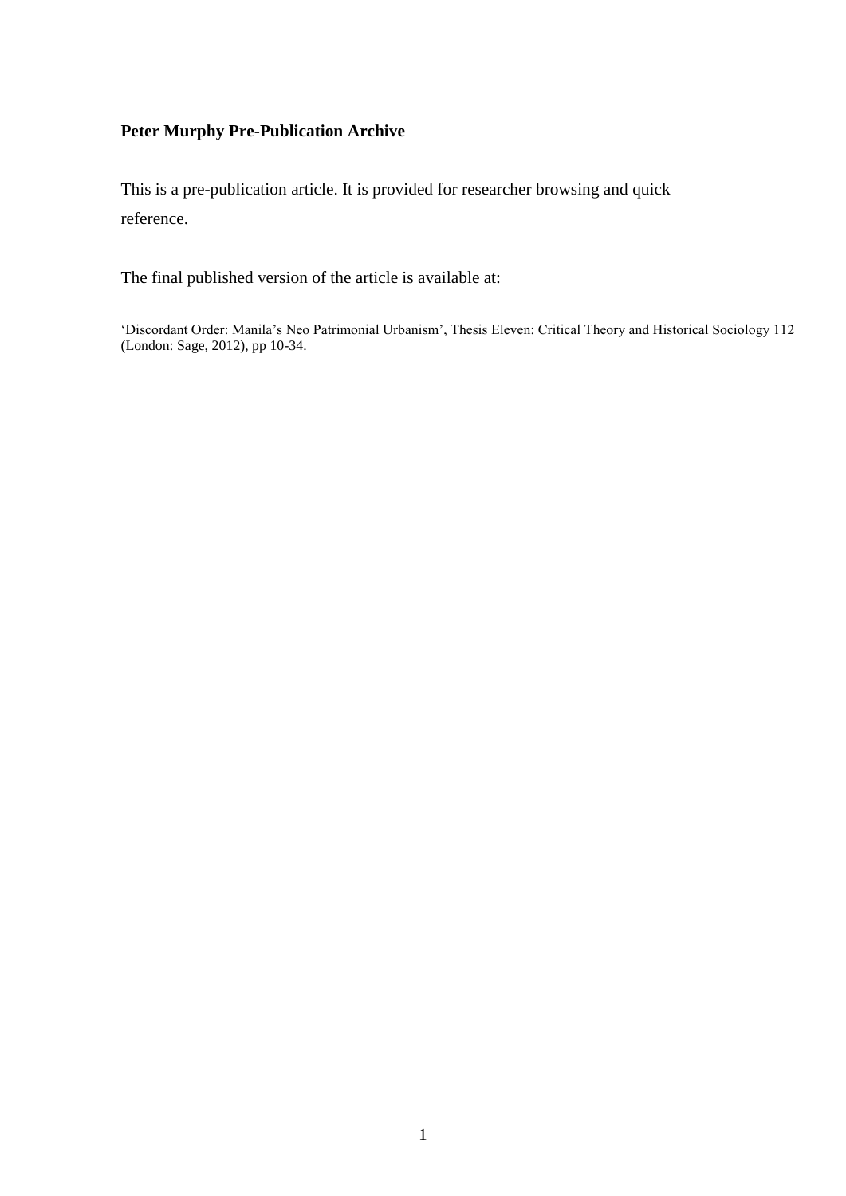**Peter Murphy Pre-Publication Archive**

This is a pre-publication article. It is provided for researcher browsing and quick reference.

The final published version of the article is available at:

'Discordant Order: Manila's Neo Patrimonial Urbanism', Thesis Eleven: Critical Theory and Historical Sociology 112 (London: Sage, 2012), pp 10-34.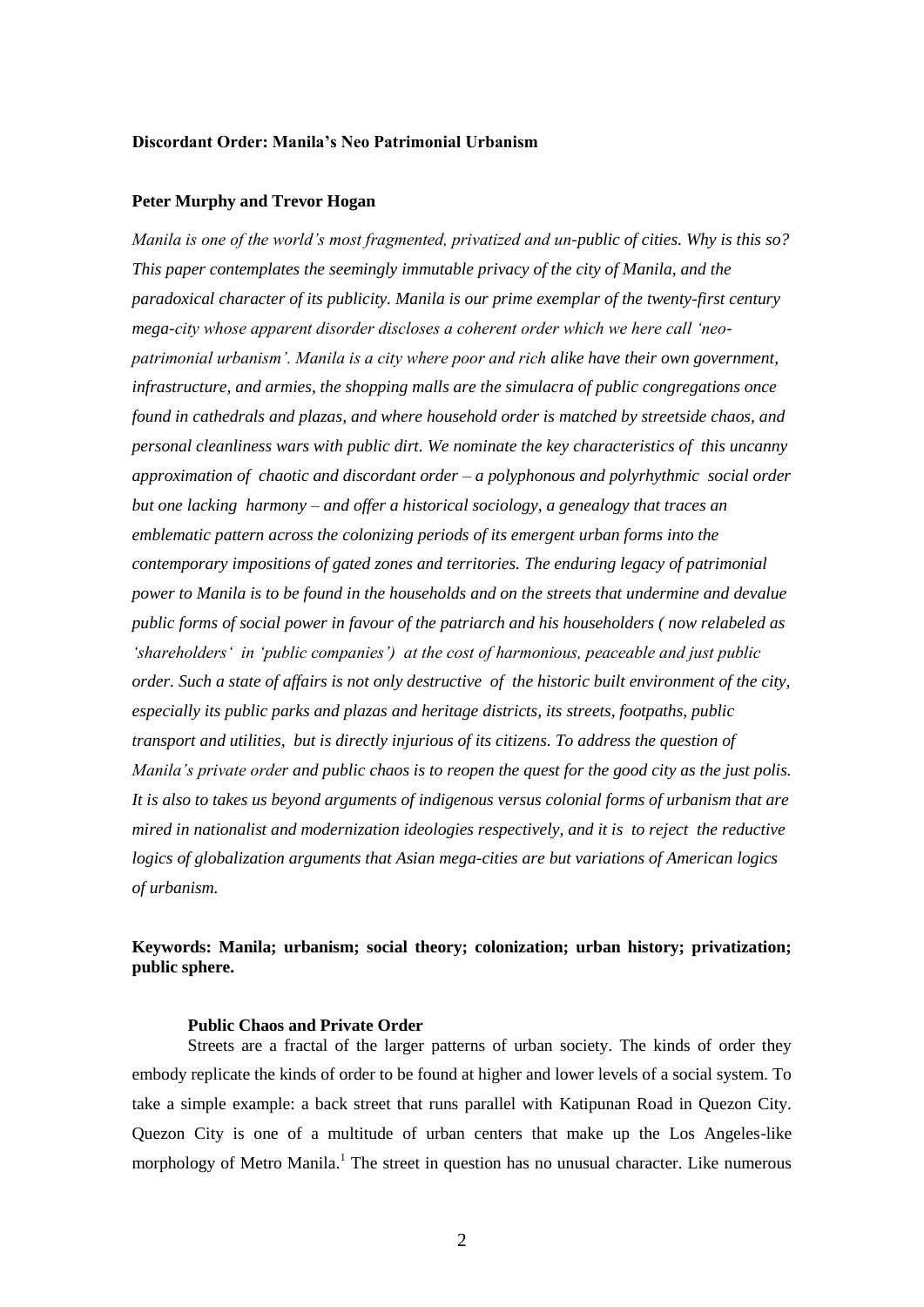**Discordant Order: Manila's Neo Patrimonial Urbanism**

**Peter Murphy and Trevor Hogan**

*Manila is one of the world's most fragmented, privatized and un-public of cities. Why is this so? This paper contemplates the seemingly immutable privacy of the city of Manila, and the paradoxical character of its publicity. Manila is our prime exemplar of the twenty-first century mega-city whose apparent disorder discloses a coherent order which we here call 'neo-patrimonial urbanism'. Manila is a city where poor and rich alike have their own government, infrastructure, and armies, the shopping malls are the simulacra of public congregations once found in cathedrals and plazas, and where household order is matched by streetside chaos, and personal cleanliness wars with public dirt. We nominate the key characteristics of this uncanny approximation of chaotic and discordant order – a polyphonous and polyrhythmic social order but one lacking harmony – and offer a historical sociology, a genealogy that traces an emblematic pattern across the colonizing periods of its emergent urban forms into the contemporary impositions of gated zones and territories. The enduring legacy of patrimonial power to Manila is to be found in the households and on the streets that undermine and devalue public forms of social power in favour of the patriarch and his householders ( now relabeled as 'shareholders' in 'public companies') at the cost of harmonious, peaceable and just public order. Such a state of affairs is not only destructive of the historic built environment of the city, especially its public parks and plazas and heritage districts, its streets, footpaths, public transport and utilities, but is directly injurious of its citizens. To address the question of Manila's private order and public chaos is to reopen the quest for the good city as the just polis. It is also to takes us beyond arguments of indigenous versus colonial forms of urbanism that are mired in nationalist and modernization ideologies respectively, and it is to reject the reductive logics of globalization arguments that Asian mega-cities are but variations of American logics of urbanism.*

**Keywords: Manila; urbanism; social theory; colonization; urban history; privatization; public sphere.**

## Public Chaos and Private Order

Streets are a fractal of the larger patterns of urban society. The kinds of order they embody replicate the kinds of order to be found at higher and lower levels of a social system. To take a simple example: a back street that runs parallel with Katipunan Road in Quezon City. Quezon City is one of a multitude of urban centers that make up the Los Angeles-like morphology of Metro Manila.[1] The street in question has no unusual character. Like numerous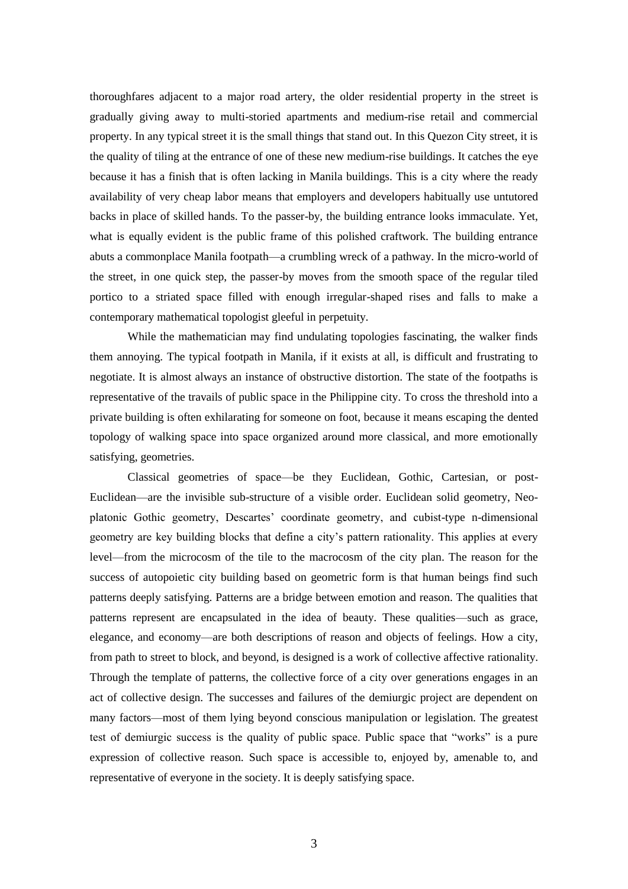thoroughfares adjacent to a major road artery, the older residential property in the street is gradually giving away to multi-storied apartments and medium-rise retail and commercial property. In any typical street it is the small things that stand out. In this Quezon City street, it is the quality of tiling at the entrance of one of these new medium-rise buildings. It catches the eye because it has a finish that is often lacking in Manila buildings. This is a city where the ready availability of very cheap labor means that employers and developers habitually use untutored backs in place of skilled hands. To the passer-by, the building entrance looks immaculate. Yet, what is equally evident is the public frame of this polished craftwork. The building entrance abuts a commonplace Manila footpath—a crumbling wreck of a pathway. In the micro-world of the street, in one quick step, the passer-by moves from the smooth space of the regular tiled portico to a striated space filled with enough irregular-shaped rises and falls to make a contemporary mathematical topologist gleeful in perpetuity.

While the mathematician may find undulating topologies fascinating, the walker finds them annoying. The typical footpath in Manila, if it exists at all, is difficult and frustrating to negotiate. It is almost always an instance of obstructive distortion. The state of the footpaths is representative of the travails of public space in the Philippine city. To cross the threshold into a private building is often exhilarating for someone on foot, because it means escaping the dented topology of walking space into space organized around more classical, and more emotionally satisfying, geometries.

Classical geometries of space—be they Euclidean, Gothic, Cartesian, or post-Euclidean—are the invisible sub-structure of a visible order. Euclidean solid geometry, Neo-platonic Gothic geometry, Descartes' coordinate geometry, and cubist-type n-dimensional geometry are key building blocks that define a city's pattern rationality. This applies at every level—from the microcosm of the tile to the macrocosm of the city plan. The reason for the success of autopoietic city building based on geometric form is that human beings find such patterns deeply satisfying. Patterns are a bridge between emotion and reason. The qualities that patterns represent are encapsulated in the idea of beauty. These qualities—such as grace, elegance, and economy—are both descriptions of reason and objects of feelings. How a city, from path to street to block, and beyond, is designed is a work of collective affective rationality. Through the template of patterns, the collective force of a city over generations engages in an act of collective design. The successes and failures of the demiurgic project are dependent on many factors—most of them lying beyond conscious manipulation or legislation. The greatest test of demiurgic success is the quality of public space. Public space that "works" is a pure expression of collective reason. Such space is accessible to, enjoyed by, amenable to, and representative of everyone in the society. It is deeply satisfying space.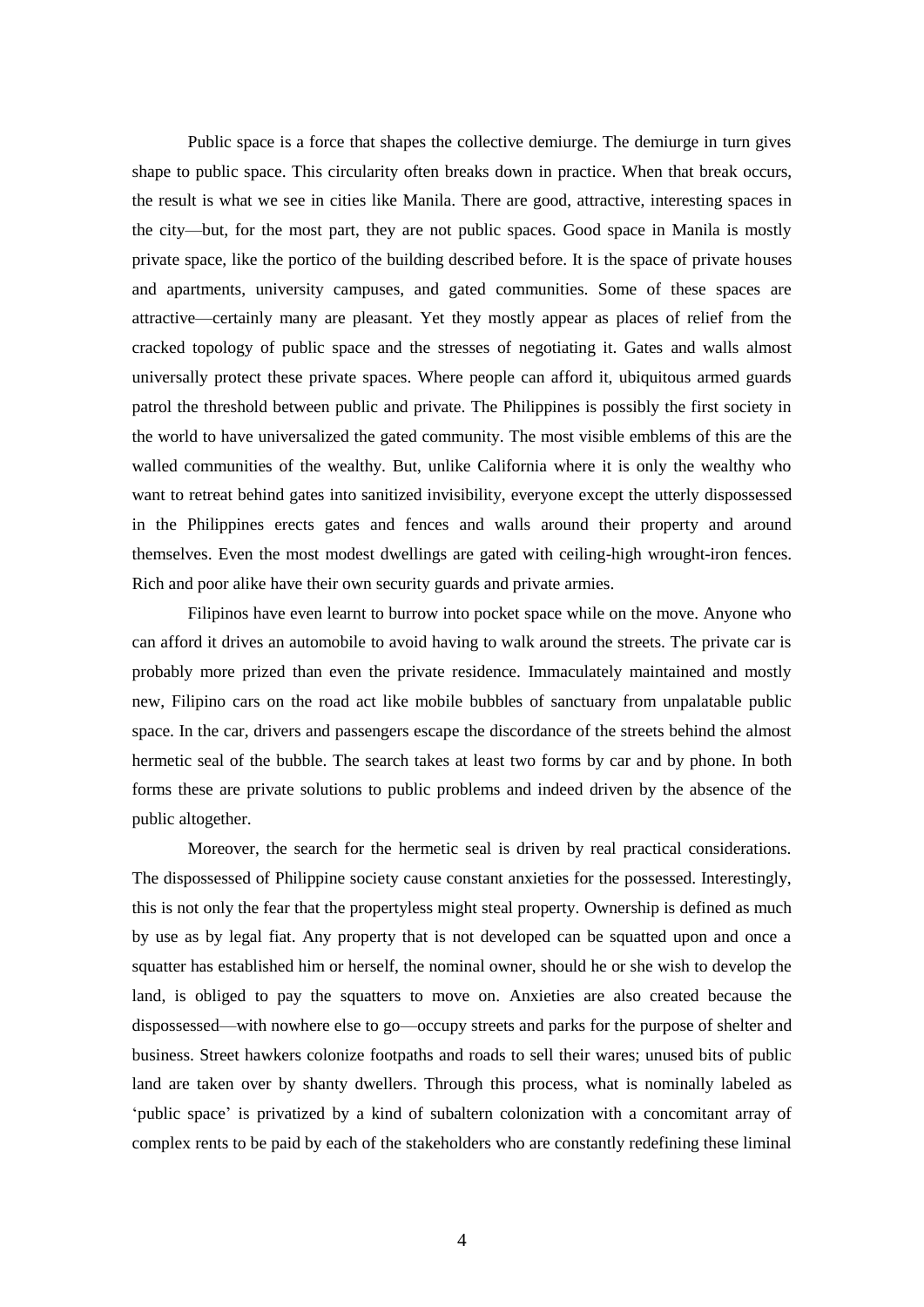Public space is a force that shapes the collective demiurge. The demiurge in turn gives shape to public space. This circularity often breaks down in practice. When that break occurs, the result is what we see in cities like Manila. There are good, attractive, interesting spaces in the city—but, for the most part, they are not public spaces. Good space in Manila is mostly private space, like the portico of the building described before. It is the space of private houses and apartments, university campuses, and gated communities. Some of these spaces are attractive—certainly many are pleasant. Yet they mostly appear as places of relief from the cracked topology of public space and the stresses of negotiating it. Gates and walls almost universally protect these private spaces. Where people can afford it, ubiquitous armed guards patrol the threshold between public and private. The Philippines is possibly the first society in the world to have universalized the gated community. The most visible emblems of this are the walled communities of the wealthy. But, unlike California where it is only the wealthy who want to retreat behind gates into sanitized invisibility, everyone except the utterly dispossessed in the Philippines erects gates and fences and walls around their property and around themselves. Even the most modest dwellings are gated with ceiling-high wrought-iron fences. Rich and poor alike have their own security guards and private armies.

Filipinos have even learnt to burrow into pocket space while on the move. Anyone who can afford it drives an automobile to avoid having to walk around the streets. The private car is probably more prized than even the private residence. Immaculately maintained and mostly new, Filipino cars on the road act like mobile bubbles of sanctuary from unpalatable public space. In the car, drivers and passengers escape the discordance of the streets behind the almost hermetic seal of the bubble. The search takes at least two forms by car and by phone. In both forms these are private solutions to public problems and indeed driven by the absence of the public altogether.

Moreover, the search for the hermetic seal is driven by real practical considerations. The dispossessed of Philippine society cause constant anxieties for the possessed. Interestingly, this is not only the fear that the propertyless might steal property. Ownership is defined as much by use as by legal fiat. Any property that is not developed can be squatted upon and once a squatter has established him or herself, the nominal owner, should he or she wish to develop the land, is obliged to pay the squatters to move on. Anxieties are also created because the dispossessed—with nowhere else to go—occupy streets and parks for the purpose of shelter and business. Street hawkers colonize footpaths and roads to sell their wares; unused bits of public land are taken over by shanty dwellers. Through this process, what is nominally labeled as 'public space' is privatized by a kind of subaltern colonization with a concomitant array of complex rents to be paid by each of the stakeholders who are constantly redefining these liminal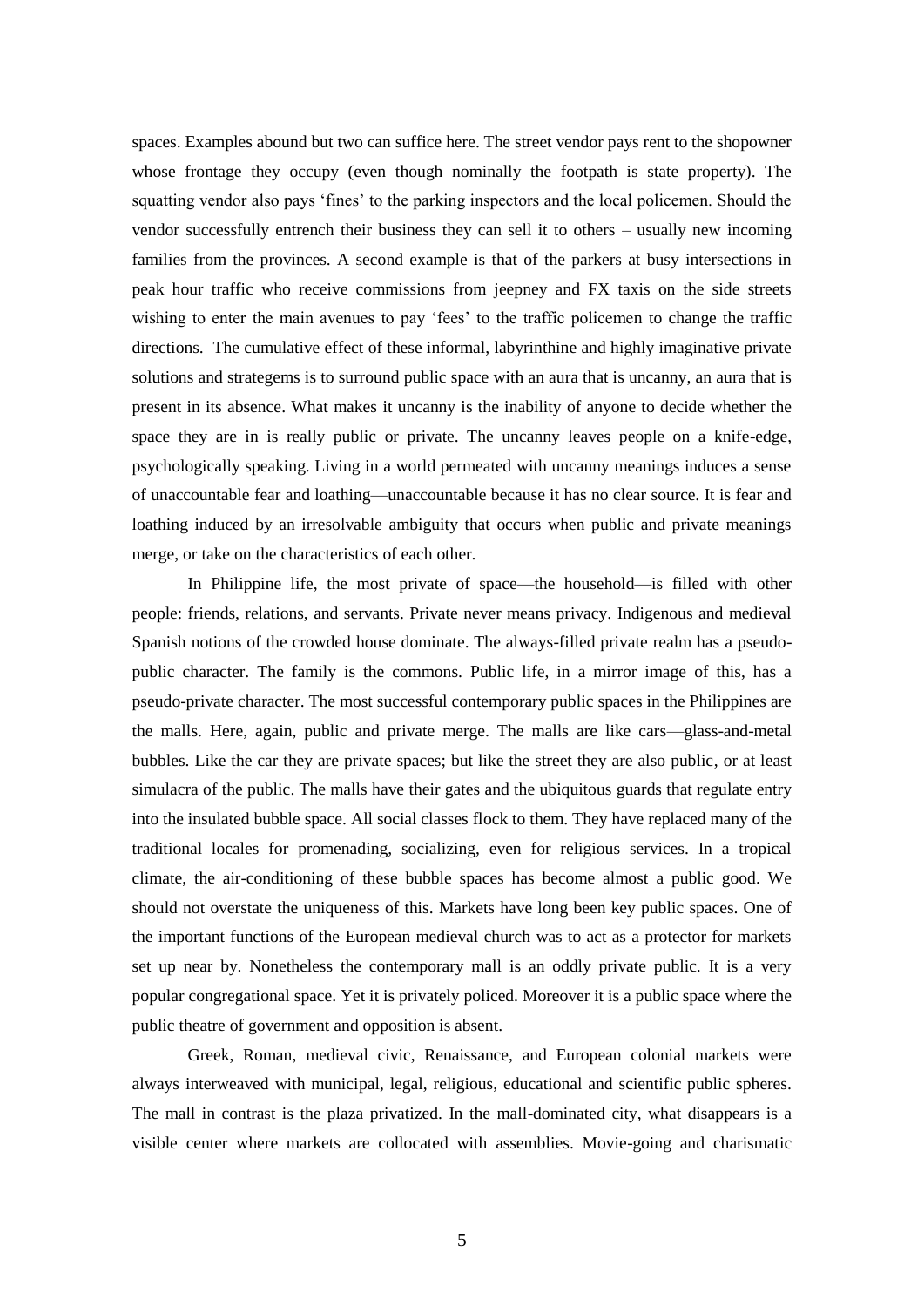spaces. Examples abound but two can suffice here. The street vendor pays rent to the shopowner whose frontage they occupy (even though nominally the footpath is state property). The squatting vendor also pays 'fines' to the parking inspectors and the local policemen. Should the vendor successfully entrench their business they can sell it to others – usually new incoming families from the provinces. A second example is that of the parkers at busy intersections in peak hour traffic who receive commissions from jeepney and FX taxis on the side streets wishing to enter the main avenues to pay 'fees' to the traffic policemen to change the traffic directions. The cumulative effect of these informal, labyrinthine and highly imaginative private solutions and strategems is to surround public space with an aura that is uncanny, an aura that is present in its absence. What makes it uncanny is the inability of anyone to decide whether the space they are in is really public or private. The uncanny leaves people on a knife-edge, psychologically speaking. Living in a world permeated with uncanny meanings induces a sense of unaccountable fear and loathing—unaccountable because it has no clear source. It is fear and loathing induced by an irresolvable ambiguity that occurs when public and private meanings merge, or take on the characteristics of each other.

In Philippine life, the most private of space—the household—is filled with other people: friends, relations, and servants. Private never means privacy. Indigenous and medieval Spanish notions of the crowded house dominate. The always-filled private realm has a pseudo-public character. The family is the commons. Public life, in a mirror image of this, has a pseudo-private character. The most successful contemporary public spaces in the Philippines are the malls. Here, again, public and private merge. The malls are like cars—glass-and-metal bubbles. Like the car they are private spaces; but like the street they are also public, or at least simulacra of the public. The malls have their gates and the ubiquitous guards that regulate entry into the insulated bubble space. All social classes flock to them. They have replaced many of the traditional locales for promenading, socializing, even for religious services. In a tropical climate, the air-conditioning of these bubble spaces has become almost a public good. We should not overstate the uniqueness of this. Markets have long been key public spaces. One of the important functions of the European medieval church was to act as a protector for markets set up near by. Nonetheless the contemporary mall is an oddly private public. It is a very popular congregational space. Yet it is privately policed. Moreover it is a public space where the public theatre of government and opposition is absent.

Greek, Roman, medieval civic, Renaissance, and European colonial markets were always interweaved with municipal, legal, religious, educational and scientific public spheres. The mall in contrast is the plaza privatized. In the mall-dominated city, what disappears is a visible center where markets are collocated with assemblies. Movie-going and charismatic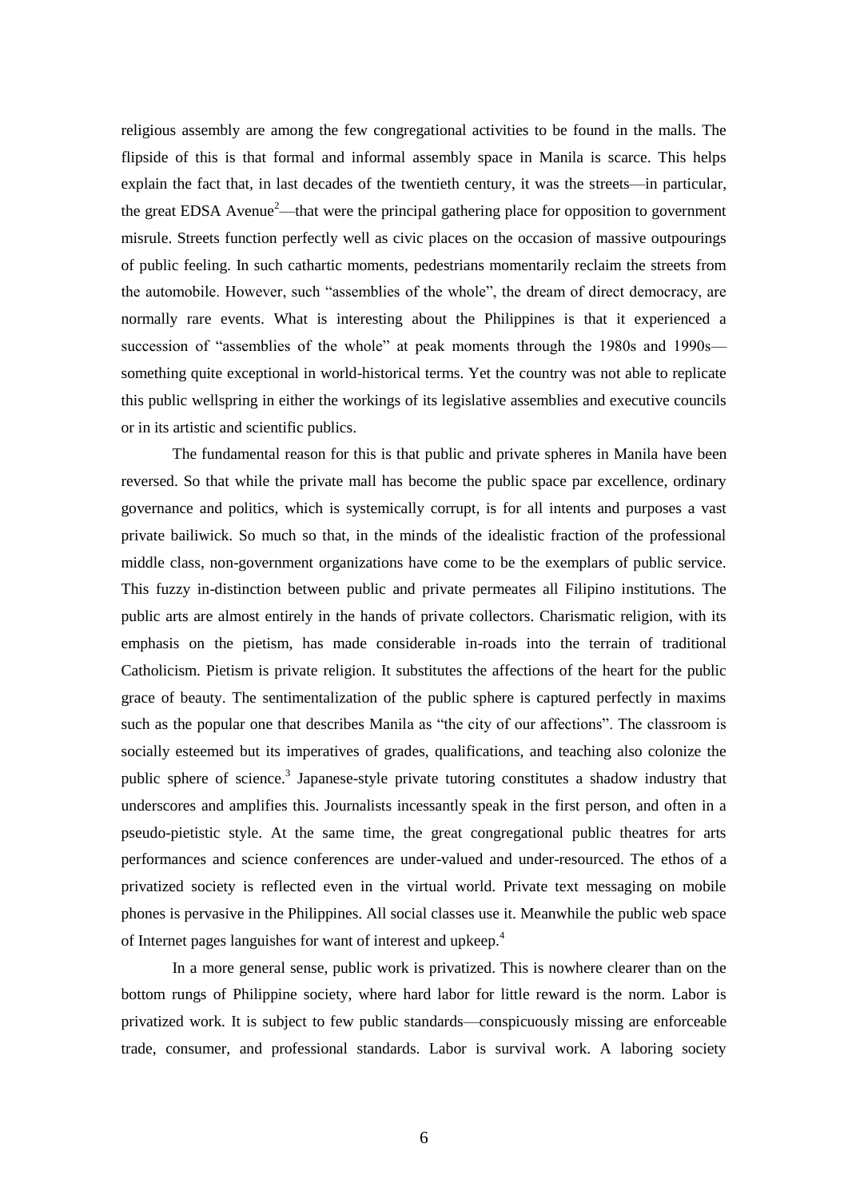religious assembly are among the few congregational activities to be found in the malls. The flipside of this is that formal and informal assembly space in Manila is scarce. This helps explain the fact that, in last decades of the twentieth century, it was the streets—in particular, the great EDSA Avenue[2]—that were the principal gathering place for opposition to government misrule. Streets function perfectly well as civic places on the occasion of massive outpourings of public feeling. In such cathartic moments, pedestrians momentarily reclaim the streets from the automobile. However, such "assemblies of the whole", the dream of direct democracy, are normally rare events. What is interesting about the Philippines is that it experienced a succession of "assemblies of the whole" at peak moments through the 1980s and 1990s—something quite exceptional in world-historical terms. Yet the country was not able to replicate this public wellspring in either the workings of its legislative assemblies and executive councils or in its artistic and scientific publics.

The fundamental reason for this is that public and private spheres in Manila have been reversed. So that while the private mall has become the public space par excellence, ordinary governance and politics, which is systemically corrupt, is for all intents and purposes a vast private bailiwick. So much so that, in the minds of the idealistic fraction of the professional middle class, non-government organizations have come to be the exemplars of public service. This fuzzy in-distinction between public and private permeates all Filipino institutions. The public arts are almost entirely in the hands of private collectors. Charismatic religion, with its emphasis on the pietism, has made considerable in-roads into the terrain of traditional Catholicism. Pietism is private religion. It substitutes the affections of the heart for the public grace of beauty. The sentimentalization of the public sphere is captured perfectly in maxims such as the popular one that describes Manila as "the city of our affections". The classroom is socially esteemed but its imperatives of grades, qualifications, and teaching also colonize the public sphere of science.[3] Japanese-style private tutoring constitutes a shadow industry that underscores and amplifies this. Journalists incessantly speak in the first person, and often in a pseudo-pietistic style. At the same time, the great congregational public theatres for arts performances and science conferences are under-valued and under-resourced. The ethos of a privatized society is reflected even in the virtual world. Private text messaging on mobile phones is pervasive in the Philippines. All social classes use it. Meanwhile the public web space of Internet pages languishes for want of interest and upkeep.[4]

In a more general sense, public work is privatized. This is nowhere clearer than on the bottom rungs of Philippine society, where hard labor for little reward is the norm. Labor is privatized work. It is subject to few public standards—conspicuously missing are enforceable trade, consumer, and professional standards. Labor is survival work. A laboring society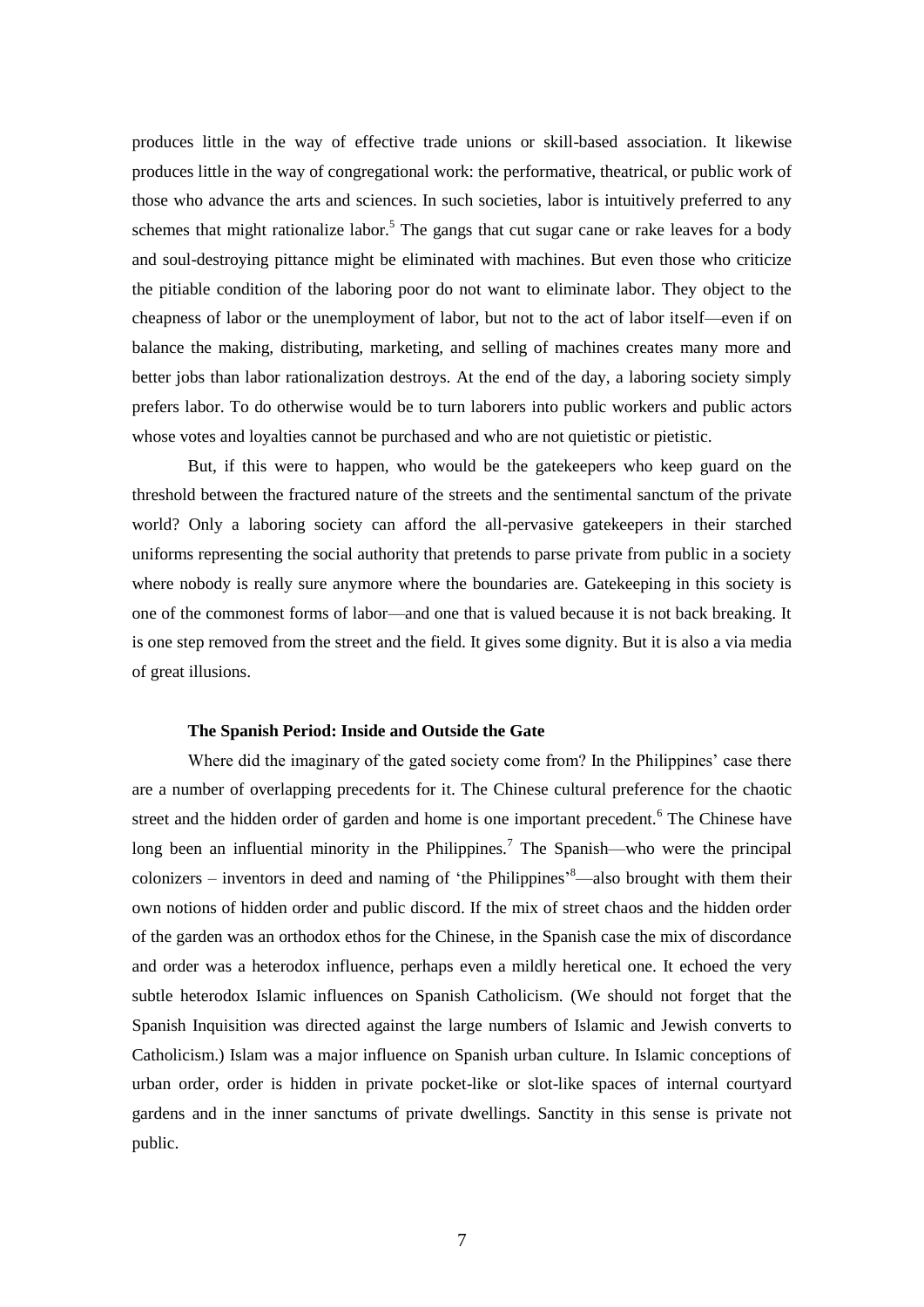produces little in the way of effective trade unions or skill-based association. It likewise produces little in the way of congregational work: the performative, theatrical, or public work of those who advance the arts and sciences. In such societies, labor is intuitively preferred to any schemes that might rationalize labor.[5] The gangs that cut sugar cane or rake leaves for a body and soul-destroying pittance might be eliminated with machines. But even those who criticize the pitiable condition of the laboring poor do not want to eliminate labor. They object to the cheapness of labor or the unemployment of labor, but not to the act of labor itself—even if on balance the making, distributing, marketing, and selling of machines creates many more and better jobs than labor rationalization destroys. At the end of the day, a laboring society simply prefers labor. To do otherwise would be to turn laborers into public workers and public actors whose votes and loyalties cannot be purchased and who are not quietistic or pietistic.

But, if this were to happen, who would be the gatekeepers who keep guard on the threshold between the fractured nature of the streets and the sentimental sanctum of the private world? Only a laboring society can afford the all-pervasive gatekeepers in their starched uniforms representing the social authority that pretends to parse private from public in a society where nobody is really sure anymore where the boundaries are. Gatekeeping in this society is one of the commonest forms of labor—and one that is valued because it is not back breaking. It is one step removed from the street and the field. It gives some dignity. But it is also a via media of great illusions.

### The Spanish Period: Inside and Outside the Gate

Where did the imaginary of the gated society come from? In the Philippines' case there are a number of overlapping precedents for it. The Chinese cultural preference for the chaotic street and the hidden order of garden and home is one important precedent.[6] The Chinese have long been an influential minority in the Philippines.[7] The Spanish—who were the principal colonizers – inventors in deed and naming of 'the Philippines'[8]—also brought with them their own notions of hidden order and public discord. If the mix of street chaos and the hidden order of the garden was an orthodox ethos for the Chinese, in the Spanish case the mix of discordance and order was a heterodox influence, perhaps even a mildly heretical one. It echoed the very subtle heterodox Islamic influences on Spanish Catholicism. (We should not forget that the Spanish Inquisition was directed against the large numbers of Islamic and Jewish converts to Catholicism.) Islam was a major influence on Spanish urban culture. In Islamic conceptions of urban order, order is hidden in private pocket-like or slot-like spaces of internal courtyard gardens and in the inner sanctums of private dwellings. Sanctity in this sense is private not public.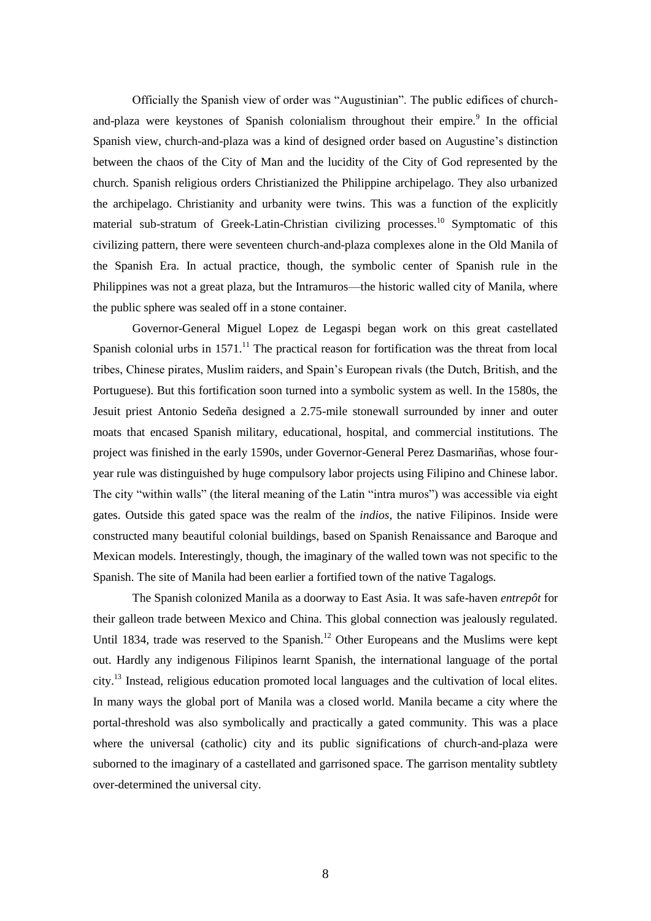Officially the Spanish view of order was "Augustinian". The public edifices of church-and-plaza were keystones of Spanish colonialism throughout their empire.[9] In the official Spanish view, church-and-plaza was a kind of designed order based on Augustine's distinction between the chaos of the City of Man and the lucidity of the City of God represented by the church. Spanish religious orders Christianized the Philippine archipelago. They also urbanized the archipelago. Christianity and urbanity were twins. This was a function of the explicitly material sub-stratum of Greek-Latin-Christian civilizing processes.[10] Symptomatic of this civilizing pattern, there were seventeen church-and-plaza complexes alone in the Old Manila of the Spanish Era. In actual practice, though, the symbolic center of Spanish rule in the Philippines was not a great plaza, but the Intramuros—the historic walled city of Manila, where the public sphere was sealed off in a stone container.

Governor-General Miguel Lopez de Legaspi began work on this great castellated Spanish colonial urbs in 1571.[11] The practical reason for fortification was the threat from local tribes, Chinese pirates, Muslim raiders, and Spain's European rivals (the Dutch, British, and the Portuguese). But this fortification soon turned into a symbolic system as well. In the 1580s, the Jesuit priest Antonio Sedeña designed a 2.75-mile stonewall surrounded by inner and outer moats that encased Spanish military, educational, hospital, and commercial institutions. The project was finished in the early 1590s, under Governor-General Perez Dasmariñas, whose four-year rule was distinguished by huge compulsory labor projects using Filipino and Chinese labor. The city "within walls" (the literal meaning of the Latin "intra muros") was accessible via eight gates. Outside this gated space was the realm of the *indios*, the native Filipinos. Inside were constructed many beautiful colonial buildings, based on Spanish Renaissance and Baroque and Mexican models. Interestingly, though, the imaginary of the walled town was not specific to the Spanish. The site of Manila had been earlier a fortified town of the native Tagalogs.

The Spanish colonized Manila as a doorway to East Asia. It was safe-haven *entrepôt* for their galleon trade between Mexico and China. This global connection was jealously regulated. Until 1834, trade was reserved to the Spanish.[12] Other Europeans and the Muslims were kept out. Hardly any indigenous Filipinos learnt Spanish, the international language of the portal city.[13] Instead, religious education promoted local languages and the cultivation of local elites. In many ways the global port of Manila was a closed world. Manila became a city where the portal-threshold was also symbolically and practically a gated community. This was a place where the universal (catholic) city and its public significations of church-and-plaza were suborned to the imaginary of a castellated and garrisoned space. The garrison mentality subtlety over-determined the universal city.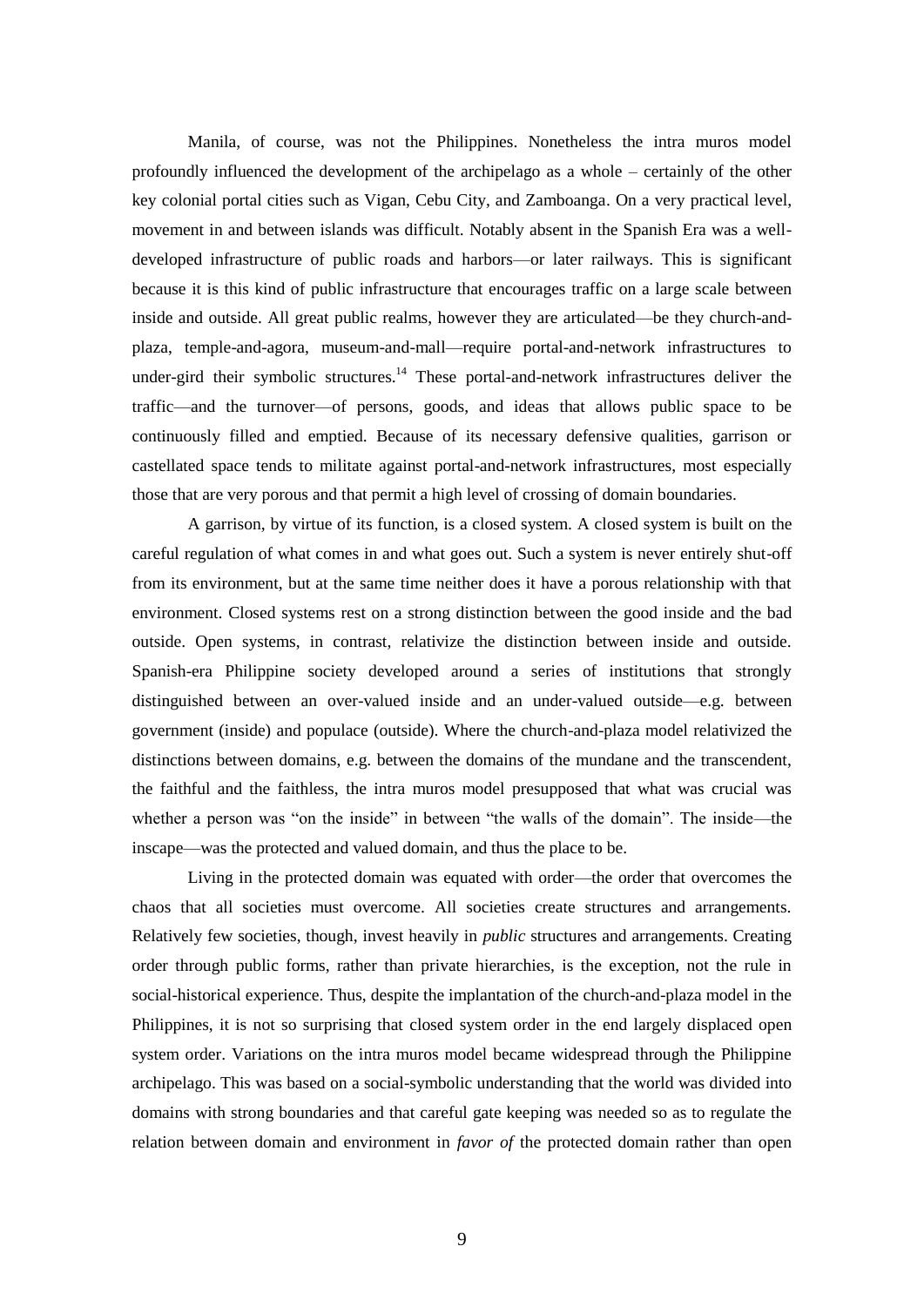Manila, of course, was not the Philippines. Nonetheless the intra muros model profoundly influenced the development of the archipelago as a whole – certainly of the other key colonial portal cities such as Vigan, Cebu City, and Zamboanga. On a very practical level, movement in and between islands was difficult. Notably absent in the Spanish Era was a well-developed infrastructure of public roads and harbors—or later railways. This is significant because it is this kind of public infrastructure that encourages traffic on a large scale between inside and outside. All great public realms, however they are articulated—be they church-and-plaza, temple-and-agora, museum-and-mall—require portal-and-network infrastructures to under-gird their symbolic structures.[14] These portal-and-network infrastructures deliver the traffic—and the turnover—of persons, goods, and ideas that allows public space to be continuously filled and emptied. Because of its necessary defensive qualities, garrison or castellated space tends to militate against portal-and-network infrastructures, most especially those that are very porous and that permit a high level of crossing of domain boundaries.

A garrison, by virtue of its function, is a closed system. A closed system is built on the careful regulation of what comes in and what goes out. Such a system is never entirely shut-off from its environment, but at the same time neither does it have a porous relationship with that environment. Closed systems rest on a strong distinction between the good inside and the bad outside. Open systems, in contrast, relativize the distinction between inside and outside. Spanish-era Philippine society developed around a series of institutions that strongly distinguished between an over-valued inside and an under-valued outside—e.g. between government (inside) and populace (outside). Where the church-and-plaza model relativized the distinctions between domains, e.g. between the domains of the mundane and the transcendent, the faithful and the faithless, the intra muros model presupposed that what was crucial was whether a person was "on the inside" in between "the walls of the domain". The inside—the inscape—was the protected and valued domain, and thus the place to be.

Living in the protected domain was equated with order—the order that overcomes the chaos that all societies must overcome. All societies create structures and arrangements. Relatively few societies, though, invest heavily in *public* structures and arrangements. Creating order through public forms, rather than private hierarchies, is the exception, not the rule in social-historical experience. Thus, despite the implantation of the church-and-plaza model in the Philippines, it is not so surprising that closed system order in the end largely displaced open system order. Variations on the intra muros model became widespread through the Philippine archipelago. This was based on a social-symbolic understanding that the world was divided into domains with strong boundaries and that careful gate keeping was needed so as to regulate the relation between domain and environment in *favor of* the protected domain rather than open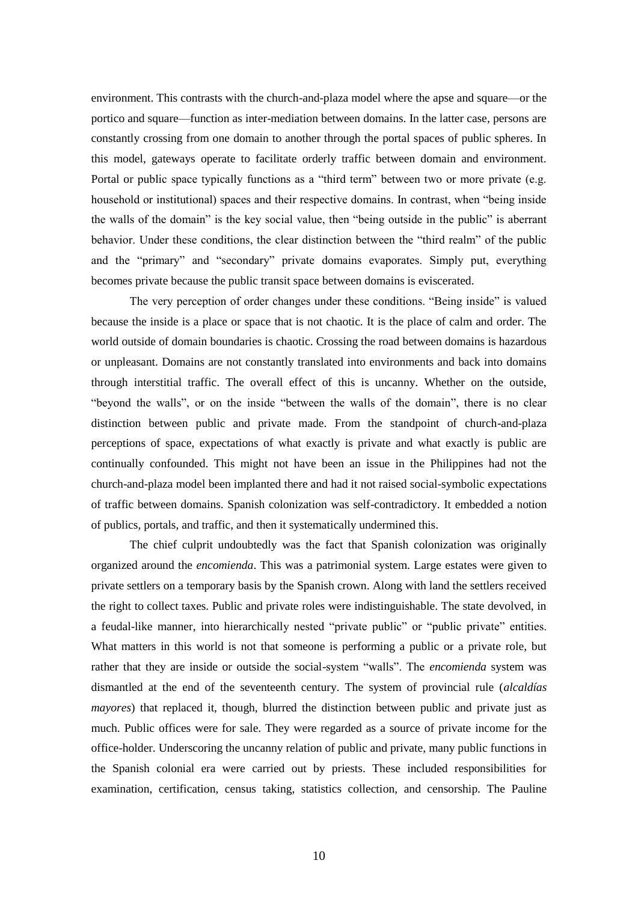environment. This contrasts with the church-and-plaza model where the apse and square—or the portico and square—function as inter-mediation between domains. In the latter case, persons are constantly crossing from one domain to another through the portal spaces of public spheres. In this model, gateways operate to facilitate orderly traffic between domain and environment. Portal or public space typically functions as a "third term" between two or more private (e.g. household or institutional) spaces and their respective domains. In contrast, when "being inside the walls of the domain" is the key social value, then "being outside in the public" is aberrant behavior. Under these conditions, the clear distinction between the "third realm" of the public and the "primary" and "secondary" private domains evaporates. Simply put, everything becomes private because the public transit space between domains is eviscerated.

The very perception of order changes under these conditions. "Being inside" is valued because the inside is a place or space that is not chaotic. It is the place of calm and order. The world outside of domain boundaries is chaotic. Crossing the road between domains is hazardous or unpleasant. Domains are not constantly translated into environments and back into domains through interstitial traffic. The overall effect of this is uncanny. Whether on the outside, "beyond the walls", or on the inside "between the walls of the domain", there is no clear distinction between public and private made. From the standpoint of church-and-plaza perceptions of space, expectations of what exactly is private and what exactly is public are continually confounded. This might not have been an issue in the Philippines had not the church-and-plaza model been implanted there and had it not raised social-symbolic expectations of traffic between domains. Spanish colonization was self-contradictory. It embedded a notion of publics, portals, and traffic, and then it systematically undermined this.

The chief culprit undoubtedly was the fact that Spanish colonization was originally organized around the *encomienda*. This was a patrimonial system. Large estates were given to private settlers on a temporary basis by the Spanish crown. Along with land the settlers received the right to collect taxes. Public and private roles were indistinguishable. The state devolved, in a feudal-like manner, into hierarchically nested "private public" or "public private" entities. What matters in this world is not that someone is performing a public or a private role, but rather that they are inside or outside the social-system "walls". The *encomienda* system was dismantled at the end of the seventeenth century. The system of provincial rule (*alcaldías mayores*) that replaced it, though, blurred the distinction between public and private just as much. Public offices were for sale. They were regarded as a source of private income for the office-holder. Underscoring the uncanny relation of public and private, many public functions in the Spanish colonial era were carried out by priests. These included responsibilities for examination, certification, census taking, statistics collection, and censorship. The Pauline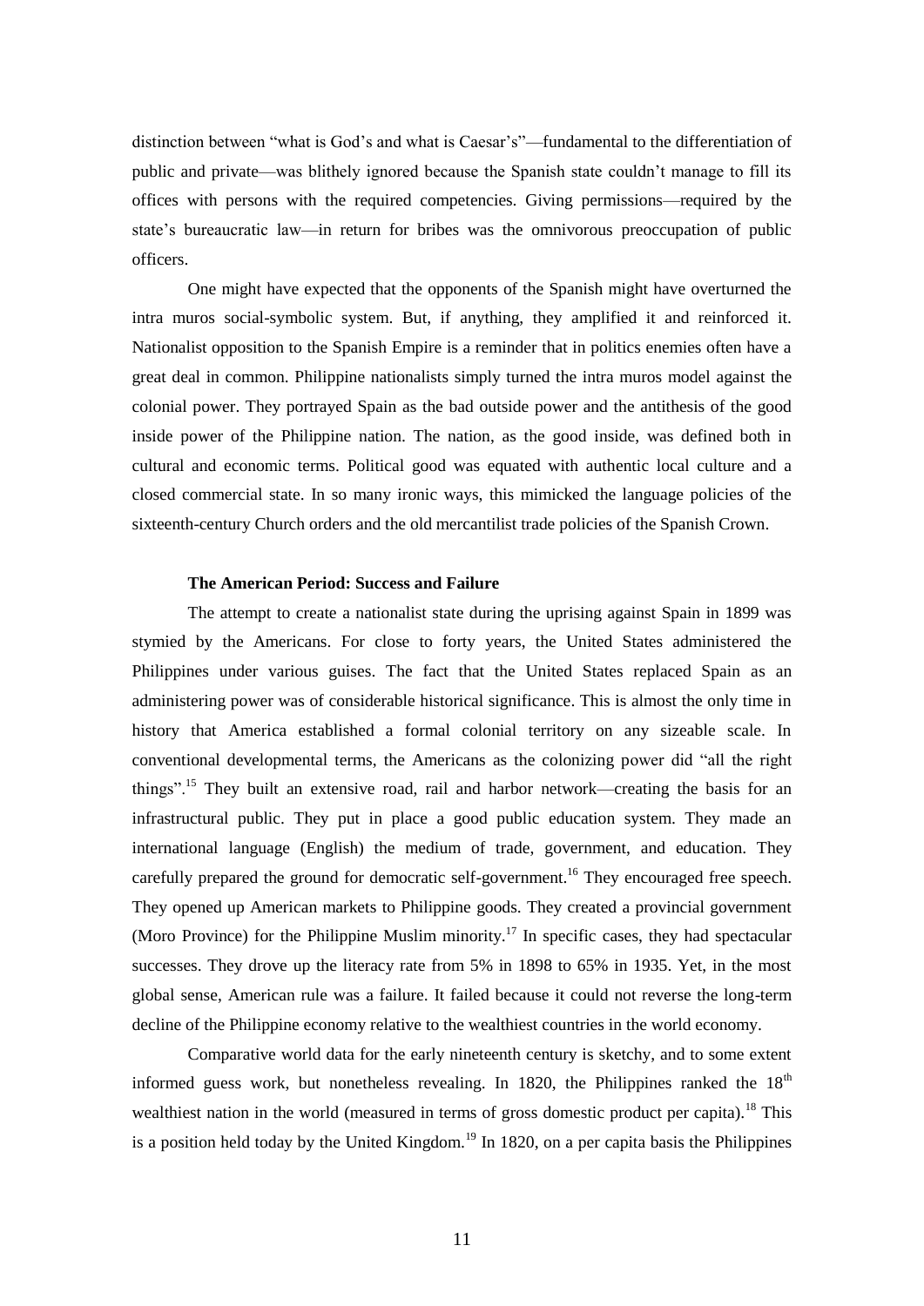distinction between "what is God's and what is Caesar's"—fundamental to the differentiation of public and private—was blithely ignored because the Spanish state couldn't manage to fill its offices with persons with the required competencies. Giving permissions—required by the state's bureaucratic law—in return for bribes was the omnivorous preoccupation of public officers.

One might have expected that the opponents of the Spanish might have overturned the intra muros social-symbolic system. But, if anything, they amplified it and reinforced it. Nationalist opposition to the Spanish Empire is a reminder that in politics enemies often have a great deal in common. Philippine nationalists simply turned the intra muros model against the colonial power. They portrayed Spain as the bad outside power and the antithesis of the good inside power of the Philippine nation. The nation, as the good inside, was defined both in cultural and economic terms. Political good was equated with authentic local culture and a closed commercial state. In so many ironic ways, this mimicked the language policies of the sixteenth-century Church orders and the old mercantilist trade policies of the Spanish Crown.

### The American Period: Success and Failure

The attempt to create a nationalist state during the uprising against Spain in 1899 was stymied by the Americans. For close to forty years, the United States administered the Philippines under various guises. The fact that the United States replaced Spain as an administering power was of considerable historical significance. This is almost the only time in history that America established a formal colonial territory on any sizeable scale. In conventional developmental terms, the Americans as the colonizing power did "all the right things".[15] They built an extensive road, rail and harbor network—creating the basis for an infrastructural public. They put in place a good public education system. They made an international language (English) the medium of trade, government, and education. They carefully prepared the ground for democratic self-government.[16] They encouraged free speech. They opened up American markets to Philippine goods. They created a provincial government (Moro Province) for the Philippine Muslim minority.[17] In specific cases, they had spectacular successes. They drove up the literacy rate from 5% in 1898 to 65% in 1935. Yet, in the most global sense, American rule was a failure. It failed because it could not reverse the long-term decline of the Philippine economy relative to the wealthiest countries in the world economy.

Comparative world data for the early nineteenth century is sketchy, and to some extent informed guess work, but nonetheless revealing. In 1820, the Philippines ranked the 18th wealthiest nation in the world (measured in terms of gross domestic product per capita).[18] This is a position held today by the United Kingdom.[19] In 1820, on a per capita basis the Philippines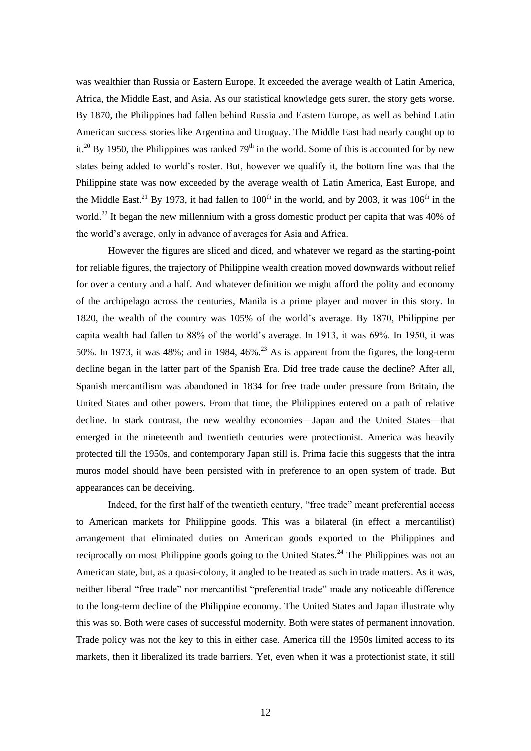was wealthier than Russia or Eastern Europe. It exceeded the average wealth of Latin America, Africa, the Middle East, and Asia. As our statistical knowledge gets surer, the story gets worse. By 1870, the Philippines had fallen behind Russia and Eastern Europe, as well as behind Latin American success stories like Argentina and Uruguay. The Middle East had nearly caught up to it.[20] By 1950, the Philippines was ranked 79th in the world. Some of this is accounted for by new states being added to world's roster. But, however we qualify it, the bottom line was that the Philippine state was now exceeded by the average wealth of Latin America, East Europe, and the Middle East.[21] By 1973, it had fallen to 100th in the world, and by 2003, it was 106th in the world.[22] It began the new millennium with a gross domestic product per capita that was 40% of the world's average, only in advance of averages for Asia and Africa.

However the figures are sliced and diced, and whatever we regard as the starting-point for reliable figures, the trajectory of Philippine wealth creation moved downwards without relief for over a century and a half. And whatever definition we might afford the polity and economy of the archipelago across the centuries, Manila is a prime player and mover in this story. In 1820, the wealth of the country was 105% of the world's average. By 1870, Philippine per capita wealth had fallen to 88% of the world's average. In 1913, it was 69%. In 1950, it was 50%. In 1973, it was 48%; and in 1984, 46%.[23] As is apparent from the figures, the long-term decline began in the latter part of the Spanish Era. Did free trade cause the decline? After all, Spanish mercantilism was abandoned in 1834 for free trade under pressure from Britain, the United States and other powers. From that time, the Philippines entered on a path of relative decline. In stark contrast, the new wealthy economies—Japan and the United States—that emerged in the nineteenth and twentieth centuries were protectionist. America was heavily protected till the 1950s, and contemporary Japan still is. Prima facie this suggests that the intra muros model should have been persisted with in preference to an open system of trade. But appearances can be deceiving.

Indeed, for the first half of the twentieth century, "free trade" meant preferential access to American markets for Philippine goods. This was a bilateral (in effect a mercantilist) arrangement that eliminated duties on American goods exported to the Philippines and reciprocally on most Philippine goods going to the United States.[24] The Philippines was not an American state, but, as a quasi-colony, it angled to be treated as such in trade matters. As it was, neither liberal "free trade" nor mercantilist "preferential trade" made any noticeable difference to the long-term decline of the Philippine economy. The United States and Japan illustrate why this was so. Both were cases of successful modernity. Both were states of permanent innovation. Trade policy was not the key to this in either case. America till the 1950s limited access to its markets, then it liberalized its trade barriers. Yet, even when it was a protectionist state, it still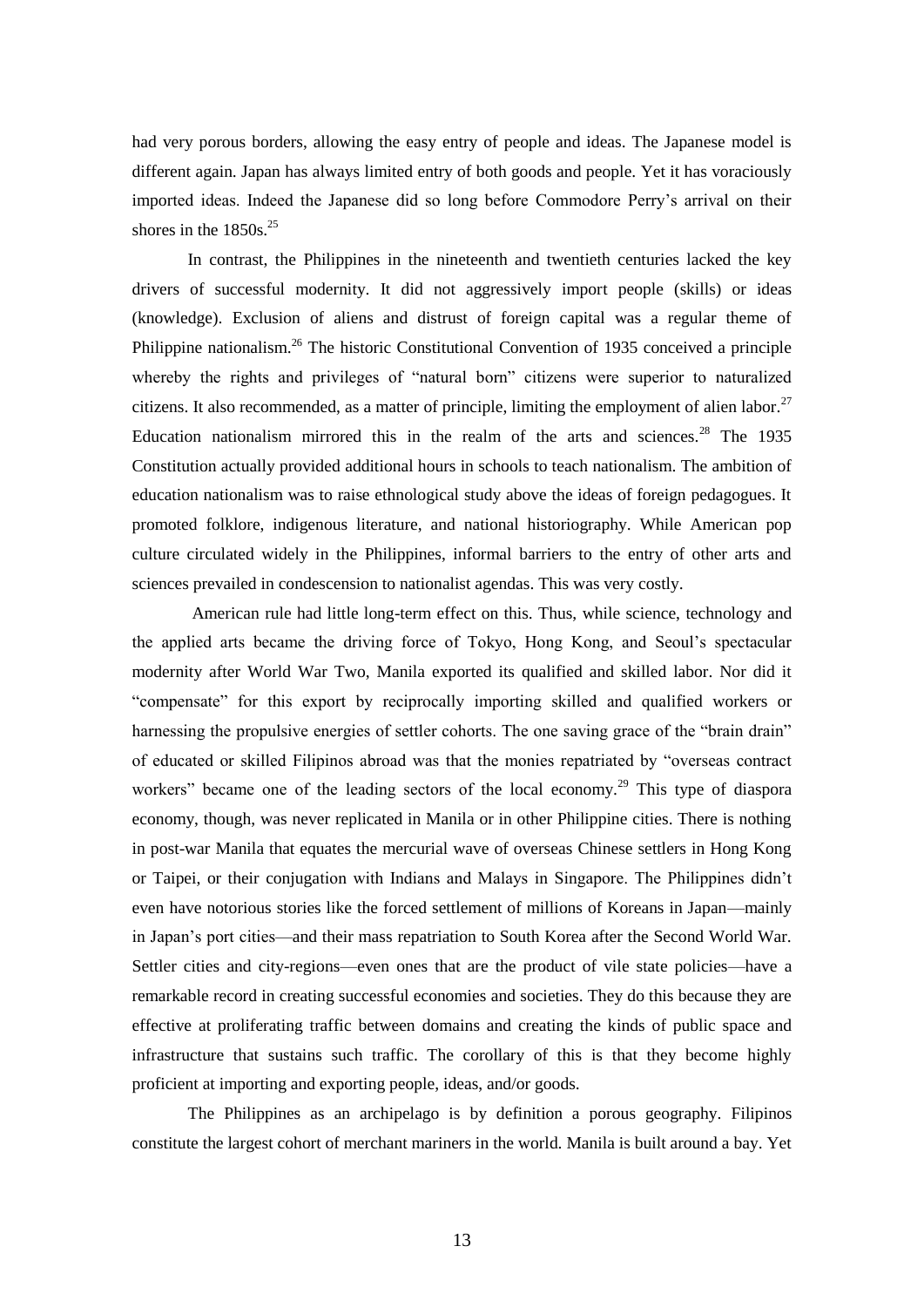had very porous borders, allowing the easy entry of people and ideas. The Japanese model is different again. Japan has always limited entry of both goods and people. Yet it has voraciously imported ideas. Indeed the Japanese did so long before Commodore Perry's arrival on their shores in the 1850s.[25]

In contrast, the Philippines in the nineteenth and twentieth centuries lacked the key drivers of successful modernity. It did not aggressively import people (skills) or ideas (knowledge). Exclusion of aliens and distrust of foreign capital was a regular theme of Philippine nationalism.[26] The historic Constitutional Convention of 1935 conceived a principle whereby the rights and privileges of "natural born" citizens were superior to naturalized citizens. It also recommended, as a matter of principle, limiting the employment of alien labor.[27] Education nationalism mirrored this in the realm of the arts and sciences.[28] The 1935 Constitution actually provided additional hours in schools to teach nationalism. The ambition of education nationalism was to raise ethnological study above the ideas of foreign pedagogues. It promoted folklore, indigenous literature, and national historiography. While American pop culture circulated widely in the Philippines, informal barriers to the entry of other arts and sciences prevailed in condescension to nationalist agendas. This was very costly.

American rule had little long-term effect on this. Thus, while science, technology and the applied arts became the driving force of Tokyo, Hong Kong, and Seoul's spectacular modernity after World War Two, Manila exported its qualified and skilled labor. Nor did it "compensate" for this export by reciprocally importing skilled and qualified workers or harnessing the propulsive energies of settler cohorts. The one saving grace of the "brain drain" of educated or skilled Filipinos abroad was that the monies repatriated by "overseas contract workers" became one of the leading sectors of the local economy.[29] This type of diaspora economy, though, was never replicated in Manila or in other Philippine cities. There is nothing in post-war Manila that equates the mercurial wave of overseas Chinese settlers in Hong Kong or Taipei, or their conjugation with Indians and Malays in Singapore. The Philippines didn't even have notorious stories like the forced settlement of millions of Koreans in Japan—mainly in Japan's port cities—and their mass repatriation to South Korea after the Second World War. Settler cities and city-regions—even ones that are the product of vile state policies—have a remarkable record in creating successful economies and societies. They do this because they are effective at proliferating traffic between domains and creating the kinds of public space and infrastructure that sustains such traffic. The corollary of this is that they become highly proficient at importing and exporting people, ideas, and/or goods.

The Philippines as an archipelago is by definition a porous geography. Filipinos constitute the largest cohort of merchant mariners in the world. Manila is built around a bay. Yet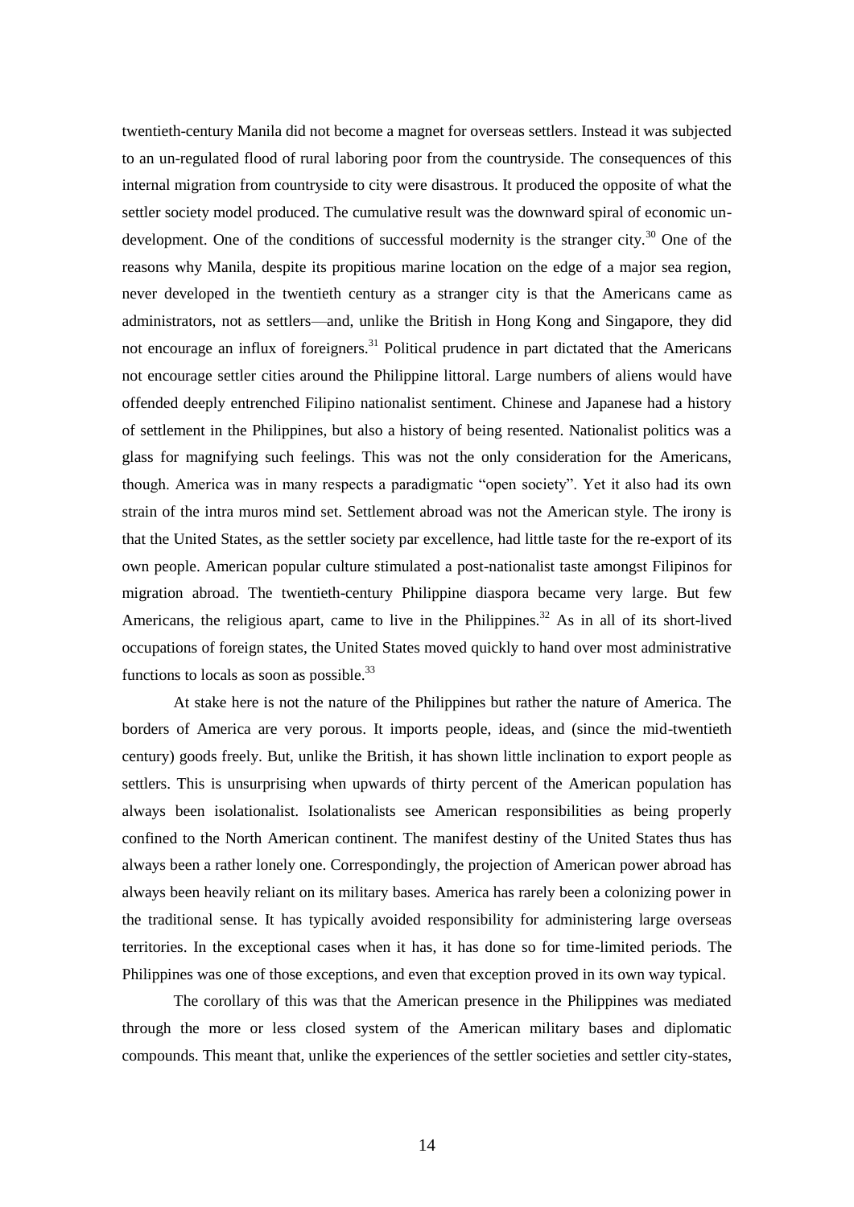twentieth-century Manila did not become a magnet for overseas settlers. Instead it was subjected to an un-regulated flood of rural laboring poor from the countryside. The consequences of this internal migration from countryside to city were disastrous. It produced the opposite of what the settler society model produced. The cumulative result was the downward spiral of economic un-development. One of the conditions of successful modernity is the stranger city.[30] One of the reasons why Manila, despite its propitious marine location on the edge of a major sea region, never developed in the twentieth century as a stranger city is that the Americans came as administrators, not as settlers—and, unlike the British in Hong Kong and Singapore, they did not encourage an influx of foreigners.[31] Political prudence in part dictated that the Americans not encourage settler cities around the Philippine littoral. Large numbers of aliens would have offended deeply entrenched Filipino nationalist sentiment. Chinese and Japanese had a history of settlement in the Philippines, but also a history of being resented. Nationalist politics was a glass for magnifying such feelings. This was not the only consideration for the Americans, though. America was in many respects a paradigmatic "open society". Yet it also had its own strain of the intra muros mind set. Settlement abroad was not the American style. The irony is that the United States, as the settler society par excellence, had little taste for the re-export of its own people. American popular culture stimulated a post-nationalist taste amongst Filipinos for migration abroad. The twentieth-century Philippine diaspora became very large. But few Americans, the religious apart, came to live in the Philippines.[32] As in all of its short-lived occupations of foreign states, the United States moved quickly to hand over most administrative functions to locals as soon as possible.[33]

At stake here is not the nature of the Philippines but rather the nature of America. The borders of America are very porous. It imports people, ideas, and (since the mid-twentieth century) goods freely. But, unlike the British, it has shown little inclination to export people as settlers. This is unsurprising when upwards of thirty percent of the American population has always been isolationalist. Isolationalists see American responsibilities as being properly confined to the North American continent. The manifest destiny of the United States thus has always been a rather lonely one. Correspondingly, the projection of American power abroad has always been heavily reliant on its military bases. America has rarely been a colonizing power in the traditional sense. It has typically avoided responsibility for administering large overseas territories. In the exceptional cases when it has, it has done so for time-limited periods. The Philippines was one of those exceptions, and even that exception proved in its own way typical.

The corollary of this was that the American presence in the Philippines was mediated through the more or less closed system of the American military bases and diplomatic compounds. This meant that, unlike the experiences of the settler societies and settler city-states,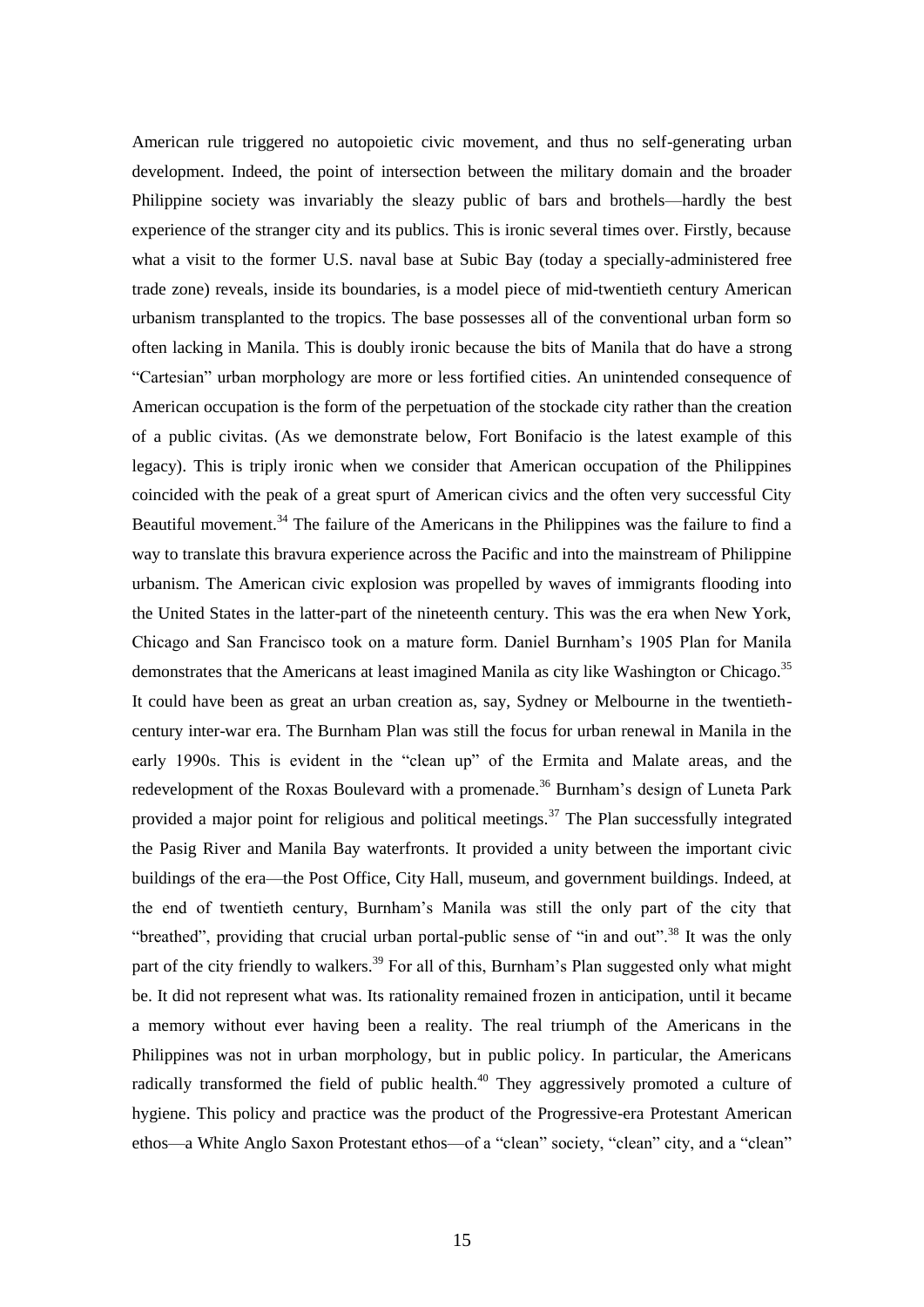American rule triggered no autopoietic civic movement, and thus no self-generating urban development. Indeed, the point of intersection between the military domain and the broader Philippine society was invariably the sleazy public of bars and brothels—hardly the best experience of the stranger city and its publics. This is ironic several times over. Firstly, because what a visit to the former U.S. naval base at Subic Bay (today a specially-administered free trade zone) reveals, inside its boundaries, is a model piece of mid-twentieth century American urbanism transplanted to the tropics. The base possesses all of the conventional urban form so often lacking in Manila. This is doubly ironic because the bits of Manila that do have a strong "Cartesian" urban morphology are more or less fortified cities. An unintended consequence of American occupation is the form of the perpetuation of the stockade city rather than the creation of a public civitas. (As we demonstrate below, Fort Bonifacio is the latest example of this legacy). This is triply ironic when we consider that American occupation of the Philippines coincided with the peak of a great spurt of American civics and the often very successful City Beautiful movement.[34] The failure of the Americans in the Philippines was the failure to find a way to translate this bravura experience across the Pacific and into the mainstream of Philippine urbanism. The American civic explosion was propelled by waves of immigrants flooding into the United States in the latter-part of the nineteenth century. This was the era when New York, Chicago and San Francisco took on a mature form. Daniel Burnham's 1905 Plan for Manila demonstrates that the Americans at least imagined Manila as city like Washington or Chicago.[35] It could have been as great an urban creation as, say, Sydney or Melbourne in the twentieth-century inter-war era. The Burnham Plan was still the focus for urban renewal in Manila in the early 1990s. This is evident in the "clean up" of the Ermita and Malate areas, and the redevelopment of the Roxas Boulevard with a promenade.[36] Burnham's design of Luneta Park provided a major point for religious and political meetings.[37] The Plan successfully integrated the Pasig River and Manila Bay waterfronts. It provided a unity between the important civic buildings of the era—the Post Office, City Hall, museum, and government buildings. Indeed, at the end of twentieth century, Burnham's Manila was still the only part of the city that "breathed", providing that crucial urban portal-public sense of "in and out".[38] It was the only part of the city friendly to walkers.[39] For all of this, Burnham's Plan suggested only what might be. It did not represent what was. Its rationality remained frozen in anticipation, until it became a memory without ever having been a reality. The real triumph of the Americans in the Philippines was not in urban morphology, but in public policy. In particular, the Americans radically transformed the field of public health.[40] They aggressively promoted a culture of hygiene. This policy and practice was the product of the Progressive-era Protestant American ethos—a White Anglo Saxon Protestant ethos—of a "clean" society, "clean" city, and a "clean"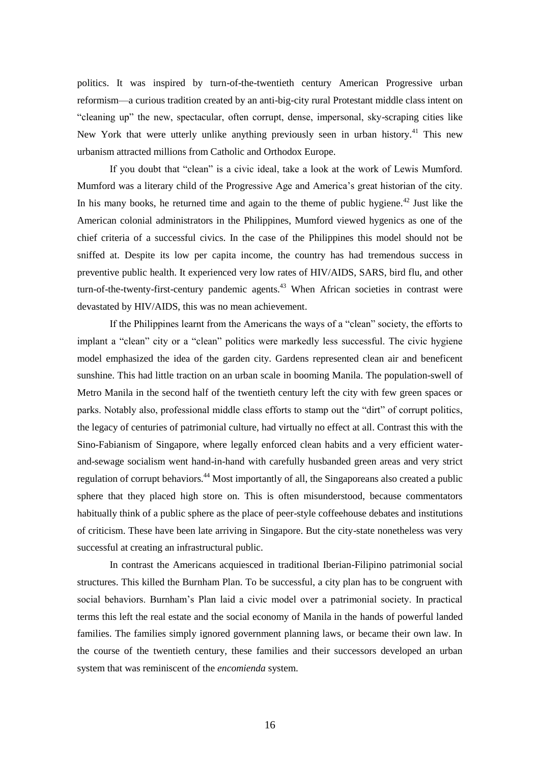politics. It was inspired by turn-of-the-twentieth century American Progressive urban reformism—a curious tradition created by an anti-big-city rural Protestant middle class intent on "cleaning up" the new, spectacular, often corrupt, dense, impersonal, sky-scraping cities like New York that were utterly unlike anything previously seen in urban history.[41] This new urbanism attracted millions from Catholic and Orthodox Europe.

If you doubt that "clean" is a civic ideal, take a look at the work of Lewis Mumford. Mumford was a literary child of the Progressive Age and America's great historian of the city. In his many books, he returned time and again to the theme of public hygiene.[42] Just like the American colonial administrators in the Philippines, Mumford viewed hygenics as one of the chief criteria of a successful civics. In the case of the Philippines this model should not be sniffed at. Despite its low per capita income, the country has had tremendous success in preventive public health. It experienced very low rates of HIV/AIDS, SARS, bird flu, and other turn-of-the-twenty-first-century pandemic agents.[43] When African societies in contrast were devastated by HIV/AIDS, this was no mean achievement.

If the Philippines learnt from the Americans the ways of a "clean" society, the efforts to implant a "clean" city or a "clean" politics were markedly less successful. The civic hygiene model emphasized the idea of the garden city. Gardens represented clean air and beneficent sunshine. This had little traction on an urban scale in booming Manila. The population-swell of Metro Manila in the second half of the twentieth century left the city with few green spaces or parks. Notably also, professional middle class efforts to stamp out the "dirt" of corrupt politics, the legacy of centuries of patrimonial culture, had virtually no effect at all. Contrast this with the Sino-Fabianism of Singapore, where legally enforced clean habits and a very efficient water-and-sewage socialism went hand-in-hand with carefully husbanded green areas and very strict regulation of corrupt behaviors.[44] Most importantly of all, the Singaporeans also created a public sphere that they placed high store on. This is often misunderstood, because commentators habitually think of a public sphere as the place of peer-style coffeehouse debates and institutions of criticism. These have been late arriving in Singapore. But the city-state nonetheless was very successful at creating an infrastructural public.

In contrast the Americans acquiesced in traditional Iberian-Filipino patrimonial social structures. This killed the Burnham Plan. To be successful, a city plan has to be congruent with social behaviors. Burnham's Plan laid a civic model over a patrimonial society. In practical terms this left the real estate and the social economy of Manila in the hands of powerful landed families. The families simply ignored government planning laws, or became their own law. In the course of the twentieth century, these families and their successors developed an urban system that was reminiscent of the *encomienda* system.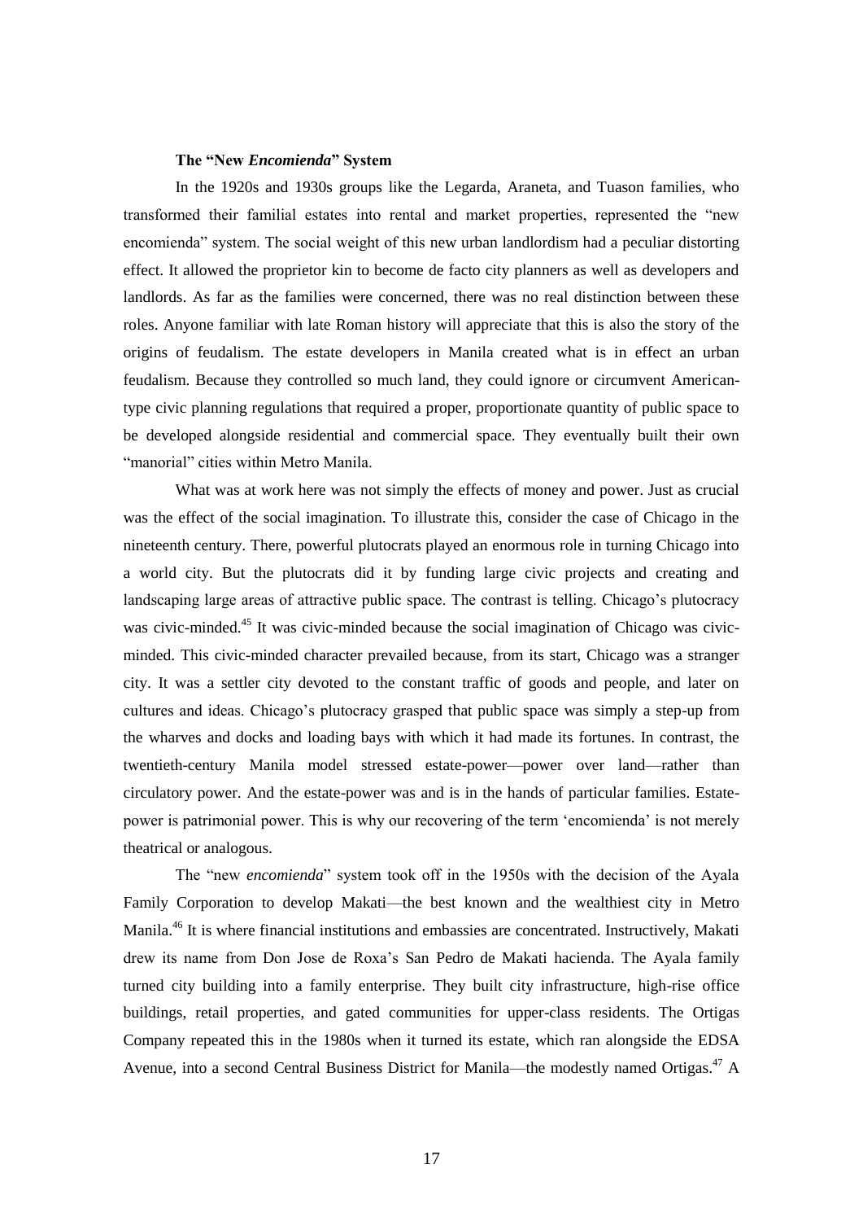### The "New *Encomienda*" System

In the 1920s and 1930s groups like the Legarda, Araneta, and Tuason families, who transformed their familial estates into rental and market properties, represented the "new encomienda" system. The social weight of this new urban landlordism had a peculiar distorting effect. It allowed the proprietor kin to become de facto city planners as well as developers and landlords. As far as the families were concerned, there was no real distinction between these roles. Anyone familiar with late Roman history will appreciate that this is also the story of the origins of feudalism. The estate developers in Manila created what is in effect an urban feudalism. Because they controlled so much land, they could ignore or circumvent American-type civic planning regulations that required a proper, proportionate quantity of public space to be developed alongside residential and commercial space. They eventually built their own "manorial" cities within Metro Manila.

What was at work here was not simply the effects of money and power. Just as crucial was the effect of the social imagination. To illustrate this, consider the case of Chicago in the nineteenth century. There, powerful plutocrats played an enormous role in turning Chicago into a world city. But the plutocrats did it by funding large civic projects and creating and landscaping large areas of attractive public space. The contrast is telling. Chicago's plutocracy was civic-minded.[45] It was civic-minded because the social imagination of Chicago was civic-minded. This civic-minded character prevailed because, from its start, Chicago was a stranger city. It was a settler city devoted to the constant traffic of goods and people, and later on cultures and ideas. Chicago's plutocracy grasped that public space was simply a step-up from the wharves and docks and loading bays with which it had made its fortunes. In contrast, the twentieth-century Manila model stressed estate-power—power over land—rather than circulatory power. And the estate-power was and is in the hands of particular families. Estate-power is patrimonial power. This is why our recovering of the term 'encomienda' is not merely theatrical or analogous.

The "new *encomienda*" system took off in the 1950s with the decision of the Ayala Family Corporation to develop Makati—the best known and the wealthiest city in Metro Manila.[46] It is where financial institutions and embassies are concentrated. Instructively, Makati drew its name from Don Jose de Roxa's San Pedro de Makati hacienda. The Ayala family turned city building into a family enterprise. They built city infrastructure, high-rise office buildings, retail properties, and gated communities for upper-class residents. The Ortigas Company repeated this in the 1980s when it turned its estate, which ran alongside the EDSA Avenue, into a second Central Business District for Manila—the modestly named Ortigas.[47] A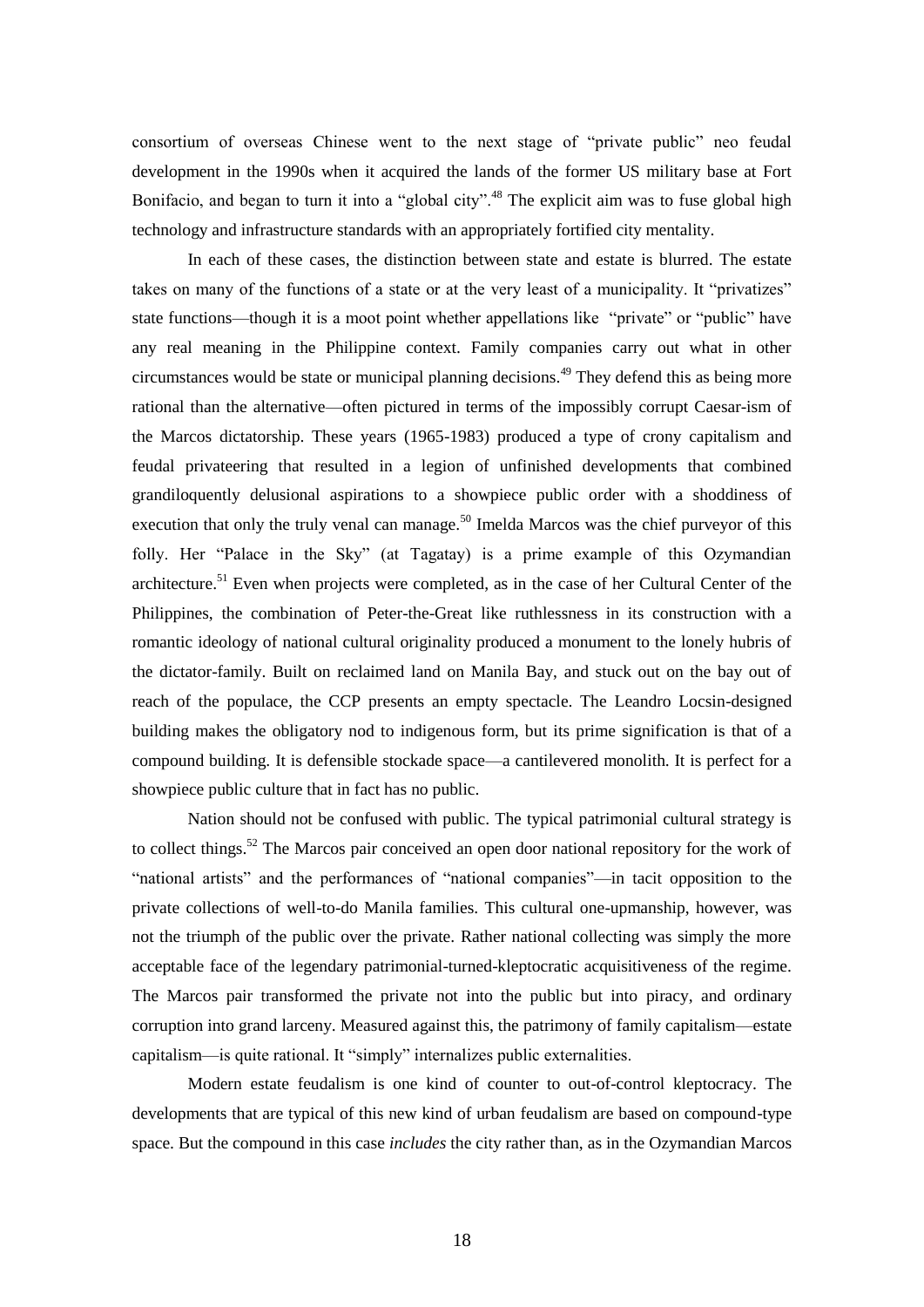consortium of overseas Chinese went to the next stage of "private public" neo feudal development in the 1990s when it acquired the lands of the former US military base at Fort Bonifacio, and began to turn it into a "global city".[48] The explicit aim was to fuse global high technology and infrastructure standards with an appropriately fortified city mentality.

In each of these cases, the distinction between state and estate is blurred. The estate takes on many of the functions of a state or at the very least of a municipality. It "privatizes" state functions—though it is a moot point whether appellations like "private" or "public" have any real meaning in the Philippine context. Family companies carry out what in other circumstances would be state or municipal planning decisions.[49] They defend this as being more rational than the alternative—often pictured in terms of the impossibly corrupt Caesar-ism of the Marcos dictatorship. These years (1965-1983) produced a type of crony capitalism and feudal privateering that resulted in a legion of unfinished developments that combined grandiloquently delusional aspirations to a showpiece public order with a shoddiness of execution that only the truly venal can manage.[50] Imelda Marcos was the chief purveyor of this folly. Her "Palace in the Sky" (at Tagatay) is a prime example of this Ozymandian architecture.[51] Even when projects were completed, as in the case of her Cultural Center of the Philippines, the combination of Peter-the-Great like ruthlessness in its construction with a romantic ideology of national cultural originality produced a monument to the lonely hubris of the dictator-family. Built on reclaimed land on Manila Bay, and stuck out on the bay out of reach of the populace, the CCP presents an empty spectacle. The Leandro Locsin-designed building makes the obligatory nod to indigenous form, but its prime signification is that of a compound building. It is defensible stockade space—a cantilevered monolith. It is perfect for a showpiece public culture that in fact has no public.

Nation should not be confused with public. The typical patrimonial cultural strategy is to collect things.[52] The Marcos pair conceived an open door national repository for the work of "national artists" and the performances of "national companies"—in tacit opposition to the private collections of well-to-do Manila families. This cultural one-upmanship, however, was not the triumph of the public over the private. Rather national collecting was simply the more acceptable face of the legendary patrimonial-turned-kleptocratic acquisitiveness of the regime. The Marcos pair transformed the private not into the public but into piracy, and ordinary corruption into grand larceny. Measured against this, the patrimony of family capitalism—estate capitalism—is quite rational. It "simply" internalizes public externalities.

Modern estate feudalism is one kind of counter to out-of-control kleptocracy. The developments that are typical of this new kind of urban feudalism are based on compound-type space. But the compound in this case *includes* the city rather than, as in the Ozymandian Marcos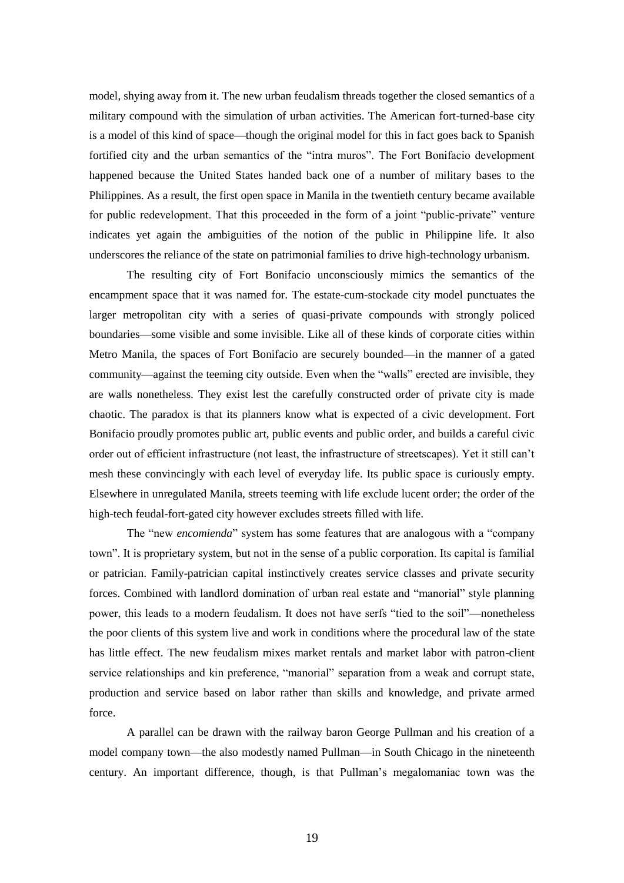model, shying away from it. The new urban feudalism threads together the closed semantics of a military compound with the simulation of urban activities. The American fort-turned-base city is a model of this kind of space—though the original model for this in fact goes back to Spanish fortified city and the urban semantics of the "intra muros". The Fort Bonifacio development happened because the United States handed back one of a number of military bases to the Philippines. As a result, the first open space in Manila in the twentieth century became available for public redevelopment. That this proceeded in the form of a joint "public-private" venture indicates yet again the ambiguities of the notion of the public in Philippine life. It also underscores the reliance of the state on patrimonial families to drive high-technology urbanism.

The resulting city of Fort Bonifacio unconsciously mimics the semantics of the encampment space that it was named for. The estate-cum-stockade city model punctuates the larger metropolitan city with a series of quasi-private compounds with strongly policed boundaries—some visible and some invisible. Like all of these kinds of corporate cities within Metro Manila, the spaces of Fort Bonifacio are securely bounded—in the manner of a gated community—against the teeming city outside. Even when the "walls" erected are invisible, they are walls nonetheless. They exist lest the carefully constructed order of private city is made chaotic. The paradox is that its planners know what is expected of a civic development. Fort Bonifacio proudly promotes public art, public events and public order, and builds a careful civic order out of efficient infrastructure (not least, the infrastructure of streetscapes). Yet it still can't mesh these convincingly with each level of everyday life. Its public space is curiously empty. Elsewhere in unregulated Manila, streets teeming with life exclude lucent order; the order of the high-tech feudal-fort-gated city however excludes streets filled with life.

The "new *encomienda*" system has some features that are analogous with a "company town". It is proprietary system, but not in the sense of a public corporation. Its capital is familial or patrician. Family-patrician capital instinctively creates service classes and private security forces. Combined with landlord domination of urban real estate and "manorial" style planning power, this leads to a modern feudalism. It does not have serfs "tied to the soil"—nonetheless the poor clients of this system live and work in conditions where the procedural law of the state has little effect. The new feudalism mixes market rentals and market labor with patron-client service relationships and kin preference, "manorial" separation from a weak and corrupt state, production and service based on labor rather than skills and knowledge, and private armed force.

A parallel can be drawn with the railway baron George Pullman and his creation of a model company town—the also modestly named Pullman—in South Chicago in the nineteenth century. An important difference, though, is that Pullman's megalomaniac town was the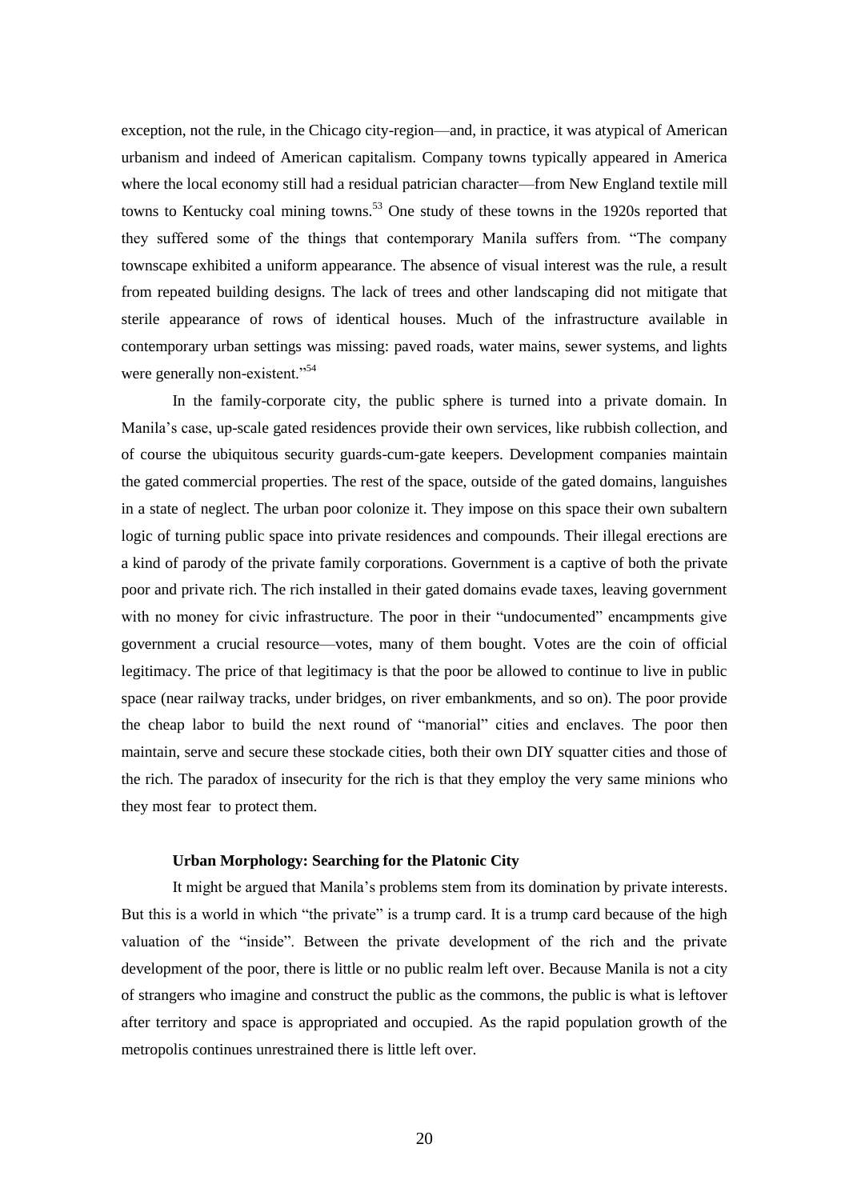exception, not the rule, in the Chicago city-region—and, in practice, it was atypical of American urbanism and indeed of American capitalism. Company towns typically appeared in America where the local economy still had a residual patrician character—from New England textile mill towns to Kentucky coal mining towns.[53] One study of these towns in the 1920s reported that they suffered some of the things that contemporary Manila suffers from. "The company townscape exhibited a uniform appearance. The absence of visual interest was the rule, a result from repeated building designs. The lack of trees and other landscaping did not mitigate that sterile appearance of rows of identical houses. Much of the infrastructure available in contemporary urban settings was missing: paved roads, water mains, sewer systems, and lights were generally non-existent."[54]

In the family-corporate city, the public sphere is turned into a private domain. In Manila's case, up-scale gated residences provide their own services, like rubbish collection, and of course the ubiquitous security guards-cum-gate keepers. Development companies maintain the gated commercial properties. The rest of the space, outside of the gated domains, languishes in a state of neglect. The urban poor colonize it. They impose on this space their own subaltern logic of turning public space into private residences and compounds. Their illegal erections are a kind of parody of the private family corporations. Government is a captive of both the private poor and private rich. The rich installed in their gated domains evade taxes, leaving government with no money for civic infrastructure. The poor in their "undocumented" encampments give government a crucial resource—votes, many of them bought. Votes are the coin of official legitimacy. The price of that legitimacy is that the poor be allowed to continue to live in public space (near railway tracks, under bridges, on river embankments, and so on). The poor provide the cheap labor to build the next round of "manorial" cities and enclaves. The poor then maintain, serve and secure these stockade cities, both their own DIY squatter cities and those of the rich. The paradox of insecurity for the rich is that they employ the very same minions who they most fear to protect them.

### Urban Morphology: Searching for the Platonic City

It might be argued that Manila's problems stem from its domination by private interests. But this is a world in which "the private" is a trump card. It is a trump card because of the high valuation of the "inside". Between the private development of the rich and the private development of the poor, there is little or no public realm left over. Because Manila is not a city of strangers who imagine and construct the public as the commons, the public is what is leftover after territory and space is appropriated and occupied. As the rapid population growth of the metropolis continues unrestrained there is little left over.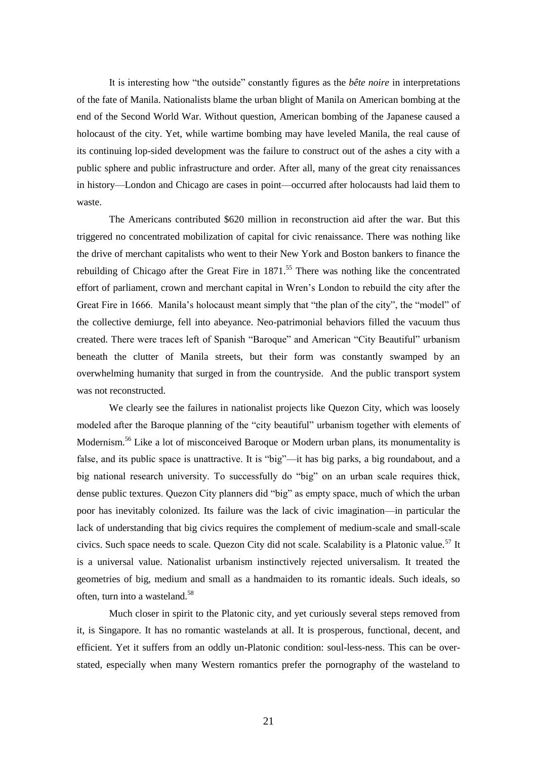It is interesting how "the outside" constantly figures as the *bête noire* in interpretations of the fate of Manila. Nationalists blame the urban blight of Manila on American bombing at the end of the Second World War. Without question, American bombing of the Japanese caused a holocaust of the city. Yet, while wartime bombing may have leveled Manila, the real cause of its continuing lop-sided development was the failure to construct out of the ashes a city with a public sphere and public infrastructure and order. After all, many of the great city renaissances in history—London and Chicago are cases in point—occurred after holocausts had laid them to waste.

The Americans contributed $620 million in reconstruction aid after the war. But this triggered no concentrated mobilization of capital for civic renaissance. There was nothing like the drive of merchant capitalists who went to their New York and Boston bankers to finance the rebuilding of Chicago after the Great Fire in 1871.[55] There was nothing like the concentrated effort of parliament, crown and merchant capital in Wren's London to rebuild the city after the Great Fire in 1666. Manila's holocaust meant simply that "the plan of the city", the "model" of the collective demiurge, fell into abeyance. Neo-patrimonial behaviors filled the vacuum thus created. There were traces left of Spanish "Baroque" and American "City Beautiful" urbanism beneath the clutter of Manila streets, but their form was constantly swamped by an overwhelming humanity that surged in from the countryside. And the public transport system was not reconstructed.

We clearly see the failures in nationalist projects like Quezon City, which was loosely modeled after the Baroque planning of the "city beautiful" urbanism together with elements of Modernism.[56] Like a lot of misconceived Baroque or Modern urban plans, its monumentality is false, and its public space is unattractive. It is "big"—it has big parks, a big roundabout, and a big national research university. To successfully do "big" on an urban scale requires thick, dense public textures. Quezon City planners did "big" as empty space, much of which the urban poor has inevitably colonized. Its failure was the lack of civic imagination—in particular the lack of understanding that big civics requires the complement of medium-scale and small-scale civics. Such space needs to scale. Quezon City did not scale. Scalability is a Platonic value.[57] It is a universal value. Nationalist urbanism instinctively rejected universalism. It treated the geometries of big, medium and small as a handmaiden to its romantic ideals. Such ideals, so often, turn into a wasteland.[58]

Much closer in spirit to the Platonic city, and yet curiously several steps removed from it, is Singapore. It has no romantic wastelands at all. It is prosperous, functional, decent, and efficient. Yet it suffers from an oddly un-Platonic condition: soul-less-ness. This can be over-stated, especially when many Western romantics prefer the pornography of the wasteland to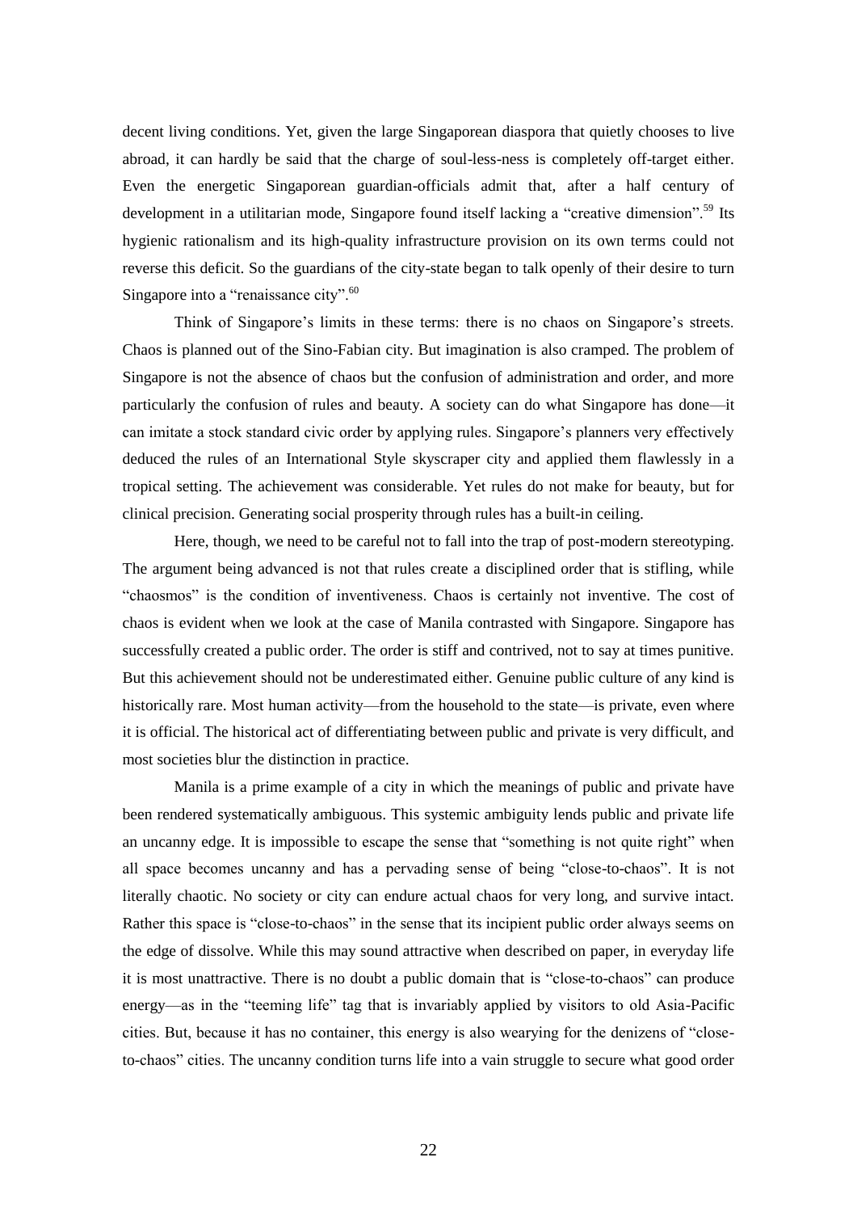decent living conditions. Yet, given the large Singaporean diaspora that quietly chooses to live abroad, it can hardly be said that the charge of soul-less-ness is completely off-target either. Even the energetic Singaporean guardian-officials admit that, after a half century of development in a utilitarian mode, Singapore found itself lacking a "creative dimension".[59] Its hygienic rationalism and its high-quality infrastructure provision on its own terms could not reverse this deficit. So the guardians of the city-state began to talk openly of their desire to turn Singapore into a "renaissance city".[60]

Think of Singapore's limits in these terms: there is no chaos on Singapore's streets. Chaos is planned out of the Sino-Fabian city. But imagination is also cramped. The problem of Singapore is not the absence of chaos but the confusion of administration and order, and more particularly the confusion of rules and beauty. A society can do what Singapore has done—it can imitate a stock standard civic order by applying rules. Singapore's planners very effectively deduced the rules of an International Style skyscraper city and applied them flawlessly in a tropical setting. The achievement was considerable. Yet rules do not make for beauty, but for clinical precision. Generating social prosperity through rules has a built-in ceiling.

Here, though, we need to be careful not to fall into the trap of post-modern stereotyping. The argument being advanced is not that rules create a disciplined order that is stifling, while "chaosmos" is the condition of inventiveness. Chaos is certainly not inventive. The cost of chaos is evident when we look at the case of Manila contrasted with Singapore. Singapore has successfully created a public order. The order is stiff and contrived, not to say at times punitive. But this achievement should not be underestimated either. Genuine public culture of any kind is historically rare. Most human activity—from the household to the state—is private, even where it is official. The historical act of differentiating between public and private is very difficult, and most societies blur the distinction in practice.

Manila is a prime example of a city in which the meanings of public and private have been rendered systematically ambiguous. This systemic ambiguity lends public and private life an uncanny edge. It is impossible to escape the sense that "something is not quite right" when all space becomes uncanny and has a pervading sense of being "close-to-chaos". It is not literally chaotic. No society or city can endure actual chaos for very long, and survive intact. Rather this space is "close-to-chaos" in the sense that its incipient public order always seems on the edge of dissolve. While this may sound attractive when described on paper, in everyday life it is most unattractive. There is no doubt a public domain that is "close-to-chaos" can produce energy—as in the "teeming life" tag that is invariably applied by visitors to old Asia-Pacific cities. But, because it has no container, this energy is also wearying for the denizens of "close-to-chaos" cities. The uncanny condition turns life into a vain struggle to secure what good order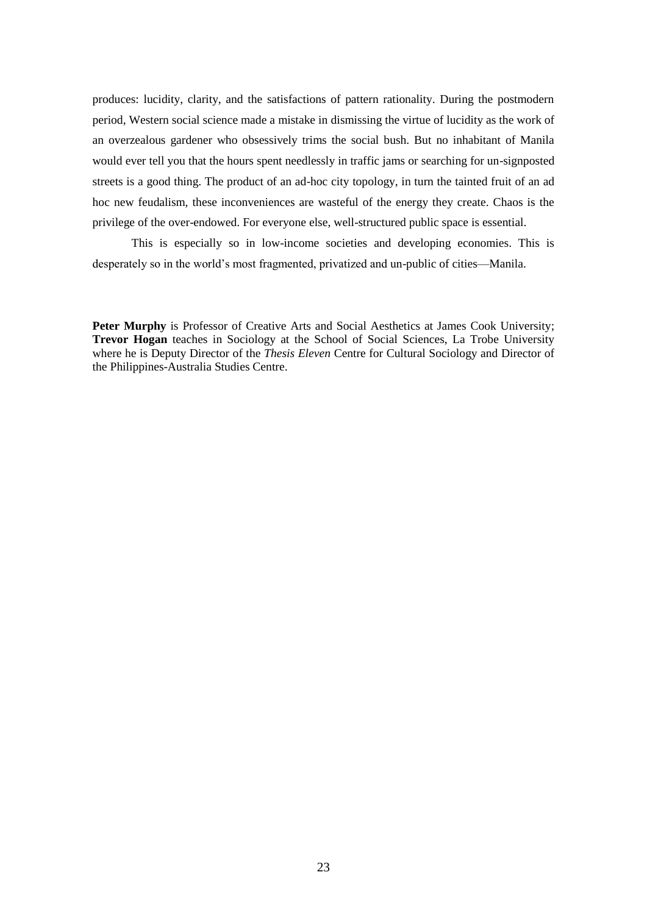produces: lucidity, clarity, and the satisfactions of pattern rationality. During the postmodern period, Western social science made a mistake in dismissing the virtue of lucidity as the work of an overzealous gardener who obsessively trims the social bush. But no inhabitant of Manila would ever tell you that the hours spent needlessly in traffic jams or searching for un-signposted streets is a good thing. The product of an ad-hoc city topology, in turn the tainted fruit of an ad hoc new feudalism, these inconveniences are wasteful of the energy they create. Chaos is the privilege of the over-endowed. For everyone else, well-structured public space is essential.

This is especially so in low-income societies and developing economies. This is desperately so in the world's most fragmented, privatized and un-public of cities—Manila.

**Peter Murphy** is Professor of Creative Arts and Social Aesthetics at James Cook University; **Trevor Hogan** teaches in Sociology at the School of Social Sciences, La Trobe University where he is Deputy Director of the *Thesis Eleven* Centre for Cultural Sociology and Director of the Philippines-Australia Studies Centre.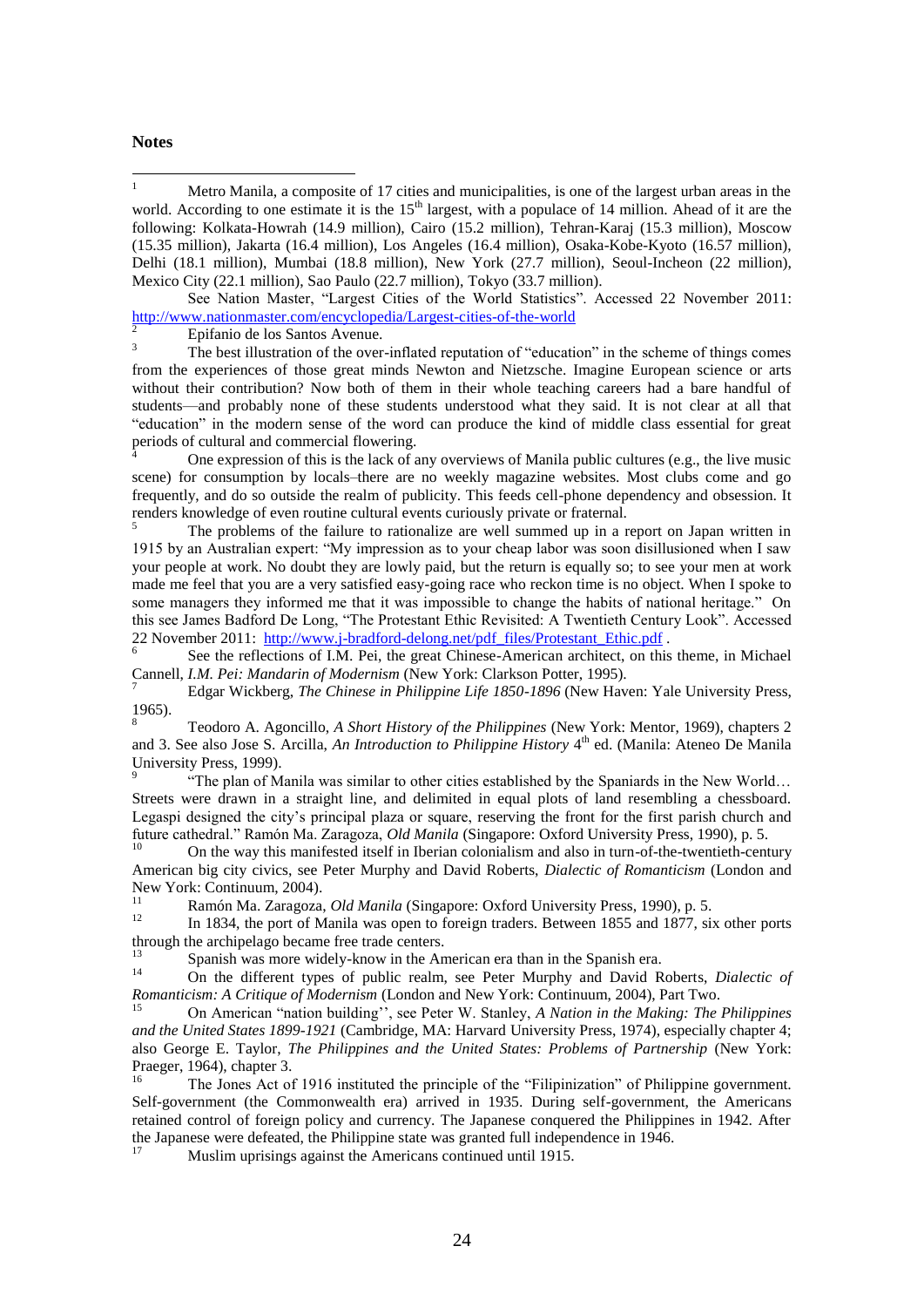**Notes**

[1] Metro Manila, a composite of 17 cities and municipalities, is one of the largest urban areas in the world. According to one estimate it is the 15th largest, with a populace of 14 million. Ahead of it are the following: Kolkata-Howrah (14.9 million), Cairo (15.2 million), Tehran-Karaj (15.3 million), Moscow (15.35 million), Jakarta (16.4 million), Los Angeles (16.4 million), Osaka-Kobe-Kyoto (16.57 million), Delhi (18.1 million), Mumbai (18.8 million), New York (27.7 million), Seoul-Incheon (22 million), Mexico City (22.1 million), Sao Paulo (22.7 million), Tokyo (33.7 million).

See Nation Master, "Largest Cities of the World Statistics". Accessed 22 November 2011: http://www.nationmaster.com/encyclopedia/Largest-cities-of-the-world

[2] Epifanio de los Santos Avenue.

[3] The best illustration of the over-inflated reputation of "education" in the scheme of things comes from the experiences of those great minds Newton and Nietzsche. Imagine European science or arts without their contribution? Now both of them in their whole teaching careers had a bare handful of students—and probably none of these students understood what they said. It is not clear at all that "education" in the modern sense of the word can produce the kind of middle class essential for great periods of cultural and commercial flowering.

[4] One expression of this is the lack of any overviews of Manila public cultures (e.g., the live music scene) for consumption by locals–there are no weekly magazine websites. Most clubs come and go frequently, and do so outside the realm of publicity. This feeds cell-phone dependency and obsession. It renders knowledge of even routine cultural events curiously private or fraternal.

[5] The problems of the failure to rationalize are well summed up in a report on Japan written in 1915 by an Australian expert: "My impression as to your cheap labor was soon disillusioned when I saw your people at work. No doubt they are lowly paid, but the return is equally so; to see your men at work made me feel that you are a very satisfied easy-going race who reckon time is no object. When I spoke to some managers they informed me that it was impossible to change the habits of national heritage." On this see James Badford De Long, "The Protestant Ethic Revisited: A Twentieth Century Look". Accessed 22 November 2011: http://www.j-bradford-delong.net/pdf_files/Protestant_Ethic.pdf .

[6] See the reflections of I.M. Pei, the great Chinese-American architect, on this theme, in Michael Cannell, *I.M. Pei: Mandarin of Modernism* (New York: Clarkson Potter, 1995).

[7] Edgar Wickberg, *The Chinese in Philippine Life 1850-1896* (New Haven: Yale University Press, 1965).

[8] Teodoro A. Agoncillo, *A Short History of the Philippines* (New York: Mentor, 1969), chapters 2 and 3. See also Jose S. Arcilla, *An Introduction to Philippine History* 4th ed. (Manila: Ateneo De Manila University Press, 1999).

[9] "The plan of Manila was similar to other cities established by the Spaniards in the New World… Streets were drawn in a straight line, and delimited in equal plots of land resembling a chessboard. Legaspi designed the city's principal plaza or square, reserving the front for the first parish church and future cathedral." Ramón Ma. Zaragoza, *Old Manila* (Singapore: Oxford University Press, 1990), p. 5.

[10] On the way this manifested itself in Iberian colonialism and also in turn-of-the-twentieth-century American big city civics, see Peter Murphy and David Roberts, *Dialectic of Romanticism* (London and New York: Continuum, 2004).

[11] Ramón Ma. Zaragoza, *Old Manila* (Singapore: Oxford University Press, 1990), p. 5.

[12] In 1834, the port of Manila was open to foreign traders. Between 1855 and 1877, six other ports through the archipelago became free trade centers.

[13] Spanish was more widely-know in the American era than in the Spanish era.

[14] On the different types of public realm, see Peter Murphy and David Roberts, *Dialectic of Romanticism: A Critique of Modernism* (London and New York: Continuum, 2004), Part Two.

[15] On American "nation building'', see Peter W. Stanley, *A Nation in the Making: The Philippines and the United States 1899-1921* (Cambridge, MA: Harvard University Press, 1974), especially chapter 4; also George E. Taylor, *The Philippines and the United States: Problems of Partnership* (New York: Praeger, 1964), chapter 3.

[16] The Jones Act of 1916 instituted the principle of the "Filipinization" of Philippine government. Self-government (the Commonwealth era) arrived in 1935. During self-government, the Americans retained control of foreign policy and currency. The Japanese conquered the Philippines in 1942. After the Japanese were defeated, the Philippine state was granted full independence in 1946.

[17] Muslim uprisings against the Americans continued until 1915.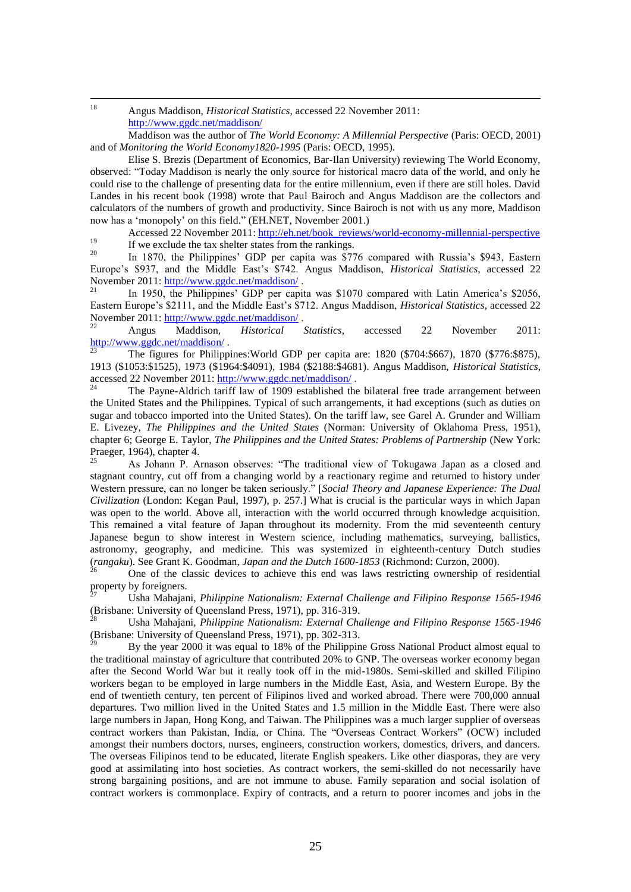[18] Angus Maddison, *Historical Statistics*, accessed 22 November 2011: http://www.ggdc.net/maddison/

Maddison was the author of *The World Economy: A Millennial Perspective* (Paris: OECD, 2001) and of *Monitoring the World Economy1820-1995* (Paris: OECD, 1995).

Elise S. Brezis (Department of Economics, Bar-Ilan University) reviewing The World Economy, observed: "Today Maddison is nearly the only source for historical macro data of the world, and only he could rise to the challenge of presenting data for the entire millennium, even if there are still holes. David Landes in his recent book (1998) wrote that Paul Bairoch and Angus Maddison are the collectors and calculators of the numbers of growth and productivity. Since Bairoch is not with us any more, Maddison now has a 'monopoly' on this field." (EH.NET, November 2001.)

Accessed 22 November 2011: http://eh.net/book_reviews/world-economy-millennial-perspective

[19] If we exclude the tax shelter states from the rankings.

[20] In 1870, the Philippines' GDP per capita was $776 compared with Russia's $943, Eastern Europe's $937, and the Middle East's $742. Angus Maddison, *Historical Statistics*, accessed 22 November 2011: http://www.ggdc.net/maddison/ .

[21] In 1950, the Philippines' GDP per capita was $1070 compared with Latin America's $2056, Eastern Europe's $2111, and the Middle East's $712. Angus Maddison, *Historical Statistics*, accessed 22 November 2011: http://www.ggdc.net/maddison/ .

[22] Angus Maddison, *Historical Statistics*, accessed 22 November 2011: http://www.ggdc.net/maddison/ .

[23] The figures for Philippines:World GDP per capita are: 1820 ($704:$667), 1870 ($776:$875), 1913 ($1053:$1525), 1973 ($1964:$4091), 1984 ($2188:$4681). Angus Maddison, *Historical Statistics*, accessed 22 November 2011: http://www.ggdc.net/maddison/ .

[24] The Payne-Aldrich tariff law of 1909 established the bilateral free trade arrangement between the United States and the Philippines. Typical of such arrangements, it had exceptions (such as duties on sugar and tobacco imported into the United States). On the tariff law, see Garel A. Grunder and William E. Livezey, *The Philippines and the United States* (Norman: University of Oklahoma Press, 1951), chapter 6; George E. Taylor, *The Philippines and the United States: Problems of Partnership* (New York: Praeger, 1964), chapter 4.

[25] As Johann P. Arnason observes: "The traditional view of Tokugawa Japan as a closed and stagnant country, cut off from a changing world by a reactionary regime and returned to history under Western pressure, can no longer be taken seriously." [*Social Theory and Japanese Experience: The Dual Civilization* (London: Kegan Paul, 1997), p. 257.] What is crucial is the particular ways in which Japan was open to the world. Above all, interaction with the world occurred through knowledge acquisition. This remained a vital feature of Japan throughout its modernity. From the mid seventeenth century Japanese begun to show interest in Western science, including mathematics, surveying, ballistics, astronomy, geography, and medicine. This was systemized in eighteenth-century Dutch studies (*rangaku*). See Grant K. Goodman, *Japan and the Dutch 1600-1853* (Richmond: Curzon, 2000).

[26] One of the classic devices to achieve this end was laws restricting ownership of residential property by foreigners.

[27] Usha Mahajani, *Philippine Nationalism: External Challenge and Filipino Response 1565-1946* (Brisbane: University of Queensland Press, 1971), pp. 316-319.

[28] Usha Mahajani, *Philippine Nationalism: External Challenge and Filipino Response 1565-1946* (Brisbane: University of Queensland Press, 1971), pp. 302-313.

[29] By the year 2000 it was equal to 18% of the Philippine Gross National Product almost equal to the traditional mainstay of agriculture that contributed 20% to GNP. The overseas worker economy began after the Second World War but it really took off in the mid-1980s. Semi-skilled and skilled Filipino workers began to be employed in large numbers in the Middle East, Asia, and Western Europe. By the end of twentieth century, ten percent of Filipinos lived and worked abroad. There were 700,000 annual departures. Two million lived in the United States and 1.5 million in the Middle East. There were also large numbers in Japan, Hong Kong, and Taiwan. The Philippines was a much larger supplier of overseas contract workers than Pakistan, India, or China. The "Overseas Contract Workers" (OCW) included amongst their numbers doctors, nurses, engineers, construction workers, domestics, drivers, and dancers. The overseas Filipinos tend to be educated, literate English speakers. Like other diasporas, they are very good at assimilating into host societies. As contract workers, the semi-skilled do not necessarily have strong bargaining positions, and are not immune to abuse. Family separation and social isolation of contract workers is commonplace. Expiry of contracts, and a return to poorer incomes and jobs in the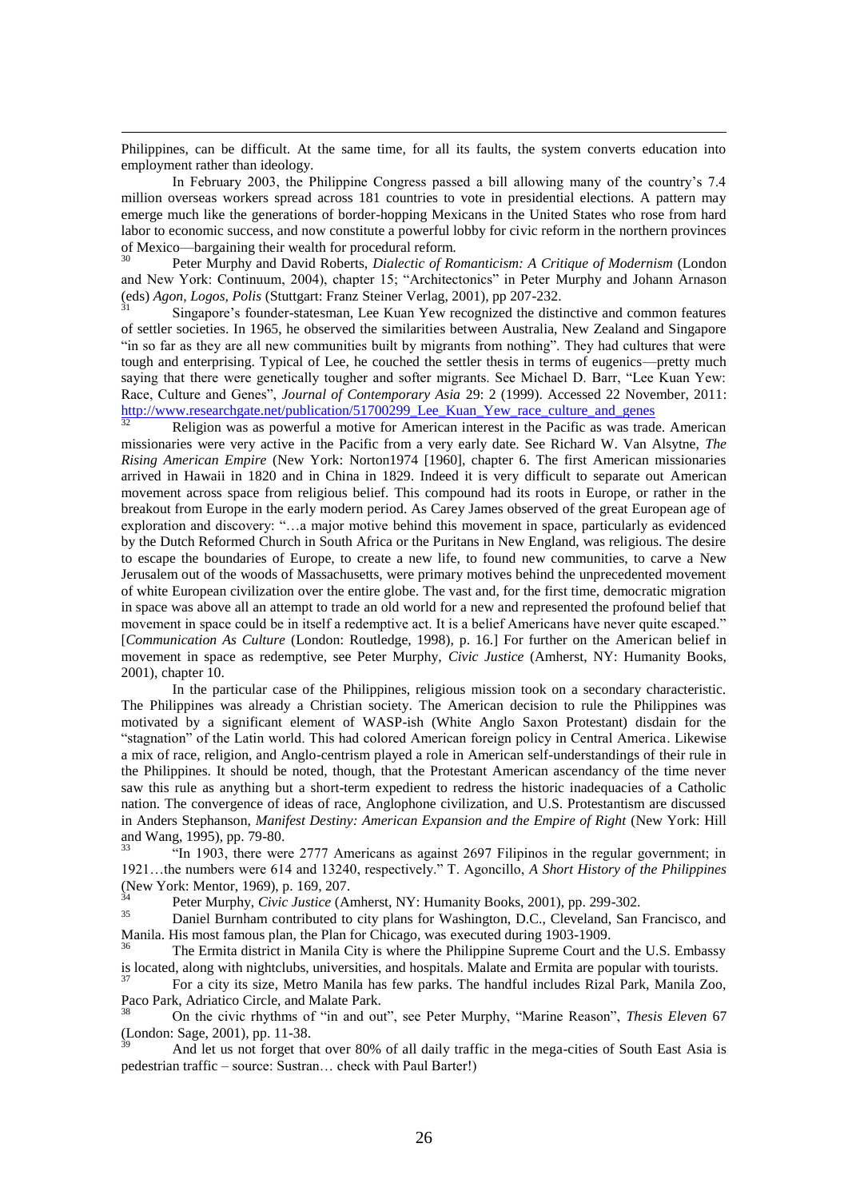Philippines, can be difficult. At the same time, for all its faults, the system converts education into employment rather than ideology.

In February 2003, the Philippine Congress passed a bill allowing many of the country's 7.4 million overseas workers spread across 181 countries to vote in presidential elections. A pattern may emerge much like the generations of border-hopping Mexicans in the United States who rose from hard labor to economic success, and now constitute a powerful lobby for civic reform in the northern provinces of Mexico—bargaining their wealth for procedural reform.

[30] Peter Murphy and David Roberts, *Dialectic of Romanticism: A Critique of Modernism* (London and New York: Continuum, 2004), chapter 15; "Architectonics" in Peter Murphy and Johann Arnason (eds) *Agon, Logos, Polis* (Stuttgart: Franz Steiner Verlag, 2001), pp 207-232.

[31] Singapore's founder-statesman, Lee Kuan Yew recognized the distinctive and common features of settler societies. In 1965, he observed the similarities between Australia, New Zealand and Singapore "in so far as they are all new communities built by migrants from nothing". They had cultures that were tough and enterprising. Typical of Lee, he couched the settler thesis in terms of eugenics—pretty much saying that there were genetically tougher and softer migrants. See Michael D. Barr, "Lee Kuan Yew: Race, Culture and Genes", *Journal of Contemporary Asia* 29: 2 (1999). Accessed 22 November, 2011: http://www.researchgate.net/publication/51700299_Lee_Kuan_Yew_race_culture_and_genes

[32] Religion was as powerful a motive for American interest in the Pacific as was trade. American missionaries were very active in the Pacific from a very early date. See Richard W. Van Alsytne, *The Rising American Empire* (New York: Norton1974 [1960], chapter 6. The first American missionaries arrived in Hawaii in 1820 and in China in 1829. Indeed it is very difficult to separate out American movement across space from religious belief. This compound had its roots in Europe, or rather in the breakout from Europe in the early modern period. As Carey James observed of the great European age of exploration and discovery: "…a major motive behind this movement in space, particularly as evidenced by the Dutch Reformed Church or the Puritans in New England, was religious. The desire to escape the boundaries of Europe, to create a new life, to found new communities, to carve a New Jerusalem out of the woods of Massachusetts, were primary motives behind the unprecedented movement of white European civilization over the entire globe. The vast and, for the first time, democratic migration in space was above all an attempt to trade an old world for a new and represented the profound belief that movement in space could be in itself a redemptive act. It is a belief Americans have never quite escaped." [*Communication As Culture* (London: Routledge, 1998), p. 16.] For further on the American belief in movement in space as redemptive, see Peter Murphy, *Civic Justice* (Amherst, NY: Humanity Books, 2001), chapter 10.

In the particular case of the Philippines, religious mission took on a secondary characteristic. The Philippines was already a Christian society. The American decision to rule the Philippines was motivated by a significant element of WASP-ish (White Anglo Saxon Protestant) disdain for the "stagnation" of the Latin world. This had colored American foreign policy in Central America. Likewise a mix of race, religion, and Anglo-centrism played a role in American self-understandings of their rule in the Philippines. It should be noted, though, that the Protestant American ascendancy of the time never saw this rule as anything but a short-term expedient to redress the historic inadequacies of a Catholic nation. The convergence of ideas of race, Anglophone civilization, and U.S. Protestantism are discussed in Anders Stephanson, *Manifest Destiny: American Expansion and the Empire of Right* (New York: Hill and Wang, 1995), pp. 79-80.

[33] "In 1903, there were 2777 Americans as against 2697 Filipinos in the regular government; in 1921…the numbers were 614 and 13240, respectively." T. Agoncillo, *A Short History of the Philippines* (New York: Mentor, 1969), p. 169, 207.

[34] Peter Murphy, *Civic Justice* (Amherst, NY: Humanity Books, 2001), pp. 299-302.

[35] Daniel Burnham contributed to city plans for Washington, D.C., Cleveland, San Francisco, and Manila. His most famous plan, the Plan for Chicago, was executed during 1903-1909.

[36] The Ermita district in Manila City is where the Philippine Supreme Court and the U.S. Embassy is located, along with nightclubs, universities, and hospitals. Malate and Ermita are popular with tourists.

[37] For a city its size, Metro Manila has few parks. The handful includes Rizal Park, Manila Zoo, Paco Park, Adriatico Circle, and Malate Park.

[38] On the civic rhythms of "in and out", see Peter Murphy, "Marine Reason", *Thesis Eleven* 67 (London: Sage, 2001), pp. 11-38.

[39] And let us not forget that over 80% of all daily traffic in the mega-cities of South East Asia is pedestrian traffic – source: Sustran… check with Paul Barter!)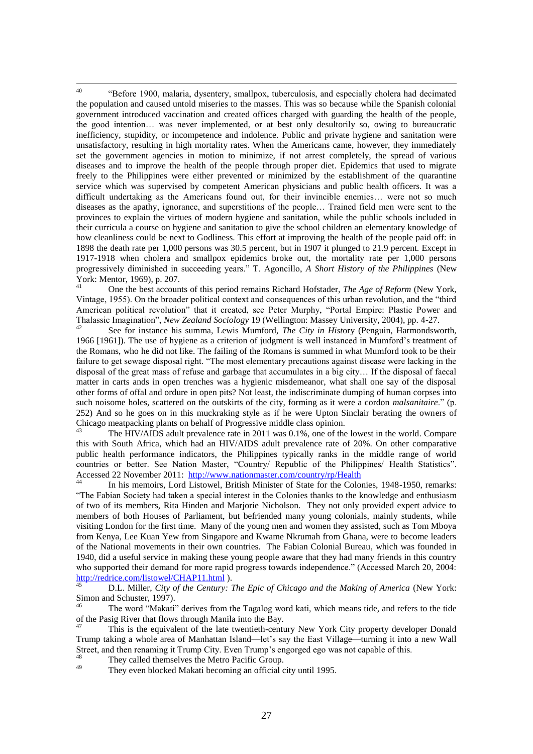[40] "Before 1900, malaria, dysentery, smallpox, tuberculosis, and especially cholera had decimated the population and caused untold miseries to the masses. This was so because while the Spanish colonial government introduced vaccination and created offices charged with guarding the health of the people, the good intention… was never implemented, or at best only desultorily so, owing to bureaucratic inefficiency, stupidity, or incompetence and indolence. Public and private hygiene and sanitation were unsatisfactory, resulting in high mortality rates. When the Americans came, however, they immediately set the government agencies in motion to minimize, if not arrest completely, the spread of various diseases and to improve the health of the people through proper diet. Epidemics that used to migrate freely to the Philippines were either prevented or minimized by the establishment of the quarantine service which was supervised by competent American physicians and public health officers. It was a difficult undertaking as the Americans found out, for their invincible enemies… were not so much diseases as the apathy, ignorance, and superstitions of the people… Trained field men were sent to the provinces to explain the virtues of modern hygiene and sanitation, while the public schools included in their curricula a course on hygiene and sanitation to give the school children an elementary knowledge of how cleanliness could be next to Godliness. This effort at improving the health of the people paid off: in 1898 the death rate per 1,000 persons was 30.5 percent, but in 1907 it plunged to 21.9 percent. Except in 1917-1918 when cholera and smallpox epidemics broke out, the mortality rate per 1,000 persons progressively diminished in succeeding years." T. Agoncillo, *A Short History of the Philippines* (New York: Mentor, 1969), p. 207.

[41] One the best accounts of this period remains Richard Hofstader, *The Age of Reform* (New York, Vintage, 1955). On the broader political context and consequences of this urban revolution, and the "third American political revolution" that it created, see Peter Murphy, "Portal Empire: Plastic Power and Thalassic Imagination", *New Zealand Sociology* 19 (Wellington: Massey University, 2004), pp. 4-27.

[42] See for instance his summa, Lewis Mumford, *The City in History* (Penguin, Harmondsworth, 1966 [1961]). The use of hygiene as a criterion of judgment is well instanced in Mumford's treatment of the Romans, who he did not like. The failing of the Romans is summed in what Mumford took to be their failure to get sewage disposal right. "The most elementary precautions against disease were lacking in the disposal of the great mass of refuse and garbage that accumulates in a big city… If the disposal of faecal matter in carts ands in open trenches was a hygienic misdemeanor, what shall one say of the disposal other forms of offal and ordure in open pits? Not least, the indiscriminate dumping of human corpses into such noisome holes, scattered on the outskirts of the city, forming as it were a cordon *malsanitaire*." (p. 252) And so he goes on in this muckraking style as if he were Upton Sinclair berating the owners of Chicago meatpacking plants on behalf of Progressive middle class opinion.

[43] The HIV/AIDS adult prevalence rate in 2011 was 0.1%, one of the lowest in the world. Compare this with South Africa, which had an HIV/AIDS adult prevalence rate of 20%. On other comparative public health performance indicators, the Philippines typically ranks in the middle range of world countries or better. See Nation Master, "Country/ Republic of the Philippines/ Health Statistics". Accessed 22 November 2011: http://www.nationmaster.com/country/rp/Health

[44] In his memoirs, Lord Listowel, British Minister of State for the Colonies, 1948-1950, remarks: "The Fabian Society had taken a special interest in the Colonies thanks to the knowledge and enthusiasm of two of its members, Rita Hinden and Marjorie Nicholson. They not only provided expert advice to members of both Houses of Parliament, but befriended many young colonials, mainly students, while visiting London for the first time. Many of the young men and women they assisted, such as Tom Mboya from Kenya, Lee Kuan Yew from Singapore and Kwame Nkrumah from Ghana, were to become leaders of the National movements in their own countries. The Fabian Colonial Bureau, which was founded in 1940, did a useful service in making these young people aware that they had many friends in this country who supported their demand for more rapid progress towards independence." (Accessed March 20, 2004: http://redrice.com/listowel/CHAP11.html ).

[45] D.L. Miller, *City of the Century: The Epic of Chicago and the Making of America* (New York: Simon and Schuster, 1997).

[46] The word "Makati" derives from the Tagalog word kati, which means tide, and refers to the tide of the Pasig River that flows through Manila into the Bay.

[47] This is the equivalent of the late twentieth-century New York City property developer Donald Trump taking a whole area of Manhattan Island—let's say the East Village—turning it into a new Wall Street, and then renaming it Trump City. Even Trump's engorged ego was not capable of this.

[48] They called themselves the Metro Pacific Group.

[49] They even blocked Makati becoming an official city until 1995.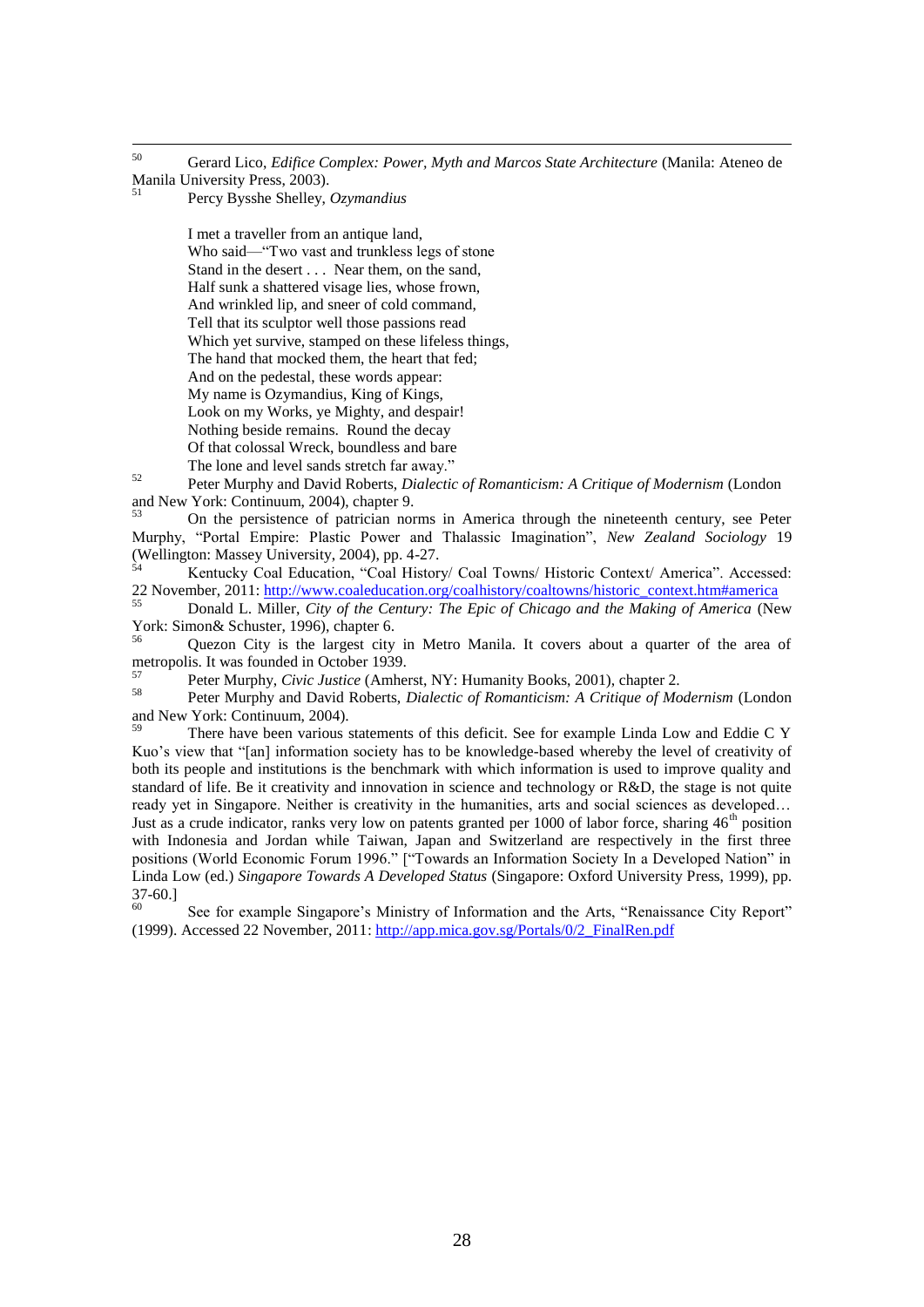[50] Gerard Lico, *Edifice Complex: Power, Myth and Marcos State Architecture* (Manila: Ateneo de Manila University Press, 2003).

[51] Percy Bysshe Shelley, *Ozymandius*

> I met a traveller from an antique land,
> Who said—"Two vast and trunkless legs of stone
> Stand in the desert . . . Near them, on the sand,
> Half sunk a shattered visage lies, whose frown,
> And wrinkled lip, and sneer of cold command,
> Tell that its sculptor well those passions read
> Which yet survive, stamped on these lifeless things,
> The hand that mocked them, the heart that fed;
> And on the pedestal, these words appear:
> My name is Ozymandius, King of Kings,
> Look on my Works, ye Mighty, and despair!
> Nothing beside remains. Round the decay
> Of that colossal Wreck, boundless and bare
> The lone and level sands stretch far away."

[52] Peter Murphy and David Roberts, *Dialectic of Romanticism: A Critique of Modernism* (London and New York: Continuum, 2004), chapter 9.

[53] On the persistence of patrician norms in America through the nineteenth century, see Peter Murphy, "Portal Empire: Plastic Power and Thalassic Imagination", *New Zealand Sociology* 19 (Wellington: Massey University, 2004), pp. 4-27.

[54] Kentucky Coal Education, "Coal History/ Coal Towns/ Historic Context/ America". Accessed: 22 November, 2011: http://www.coaleducation.org/coalhistory/coaltowns/historic_context.htm#america

[55] Donald L. Miller, *City of the Century: The Epic of Chicago and the Making of America* (New York: Simon& Schuster, 1996), chapter 6.

[56] Quezon City is the largest city in Metro Manila. It covers about a quarter of the area of metropolis. It was founded in October 1939.

[57] Peter Murphy, *Civic Justice* (Amherst, NY: Humanity Books, 2001), chapter 2.

[58] Peter Murphy and David Roberts, *Dialectic of Romanticism: A Critique of Modernism* (London and New York: Continuum, 2004).

[59] There have been various statements of this deficit. See for example Linda Low and Eddie C Y Kuo's view that "[an] information society has to be knowledge-based whereby the level of creativity of both its people and institutions is the benchmark with which information is used to improve quality and standard of life. Be it creativity and innovation in science and technology or R&D, the stage is not quite ready yet in Singapore. Neither is creativity in the humanities, arts and social sciences as developed… Just as a crude indicator, ranks very low on patents granted per 1000 of labor force, sharing 46th position with Indonesia and Jordan while Taiwan, Japan and Switzerland are respectively in the first three positions (World Economic Forum 1996." ["Towards an Information Society In a Developed Nation" in Linda Low (ed.) *Singapore Towards A Developed Status* (Singapore: Oxford University Press, 1999), pp. 37-60.]

[60] See for example Singapore's Ministry of Information and the Arts, "Renaissance City Report" (1999). Accessed 22 November, 2011: http://app.mica.gov.sg/Portals/0/2_FinalRen.pdf